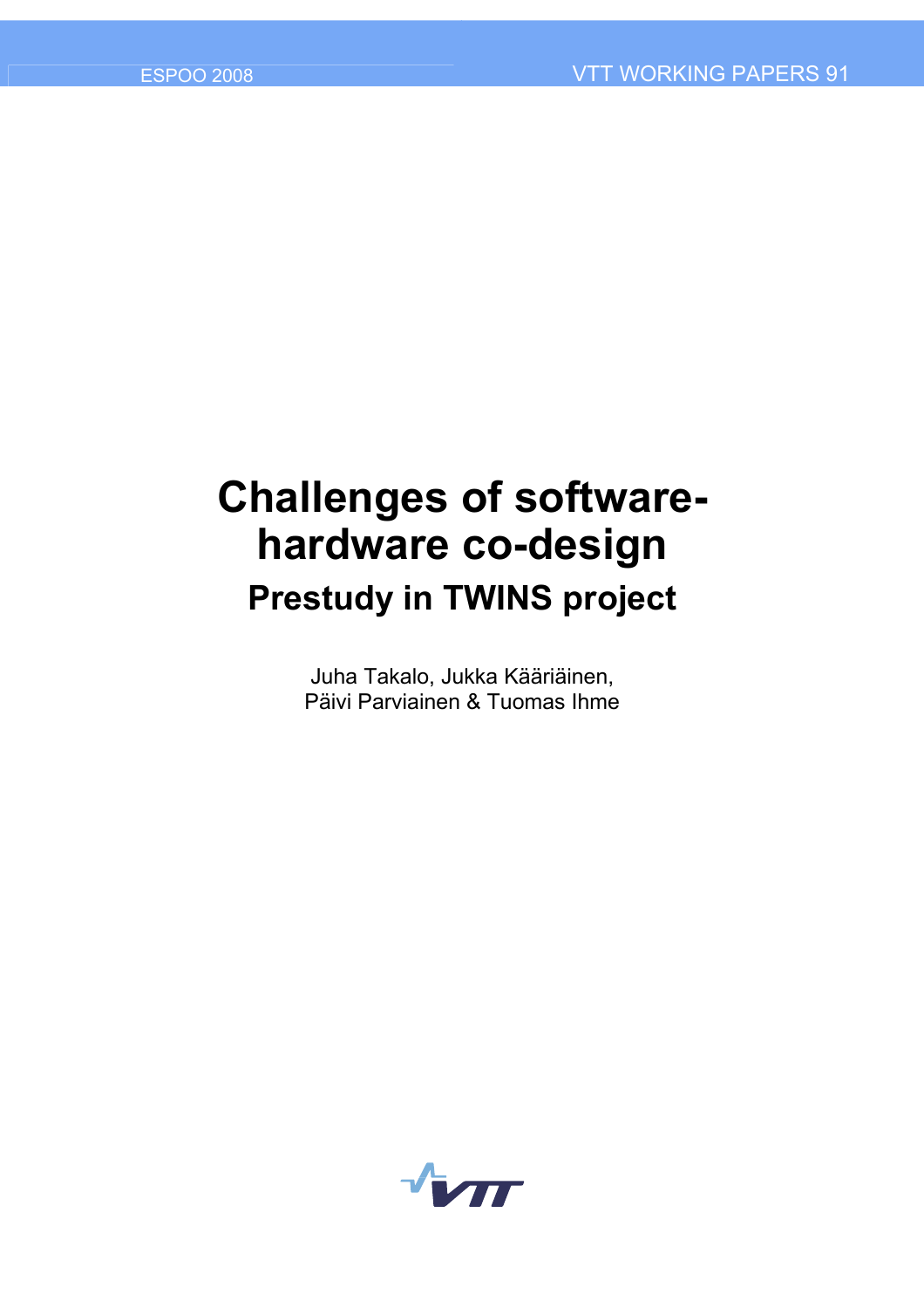ESPOO 2008

VTT WORKING PAPERS 91

# Challenges of software-hardware co-design

## Prestudy in TWINS project

Juha Takalo, Jukka Kääriäinen,
Päivi Parviainen & Tuomas Ihme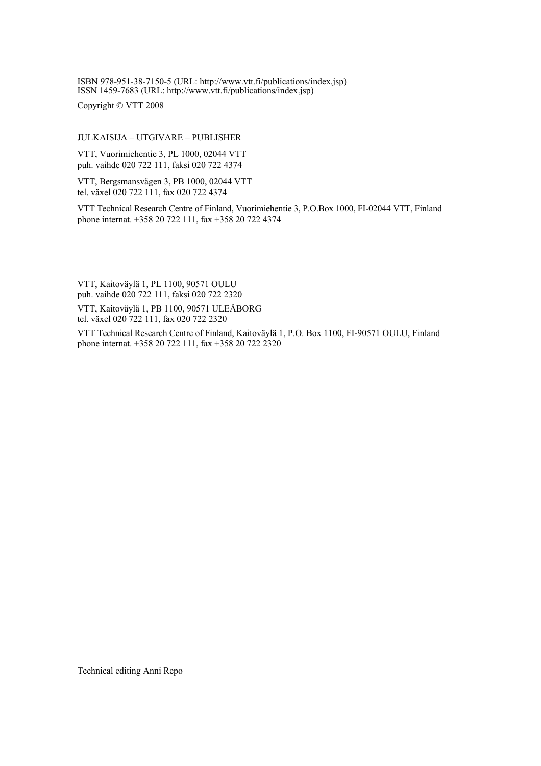ISBN 978-951-38-7150-5 (URL: http://www.vtt.fi/publications/index.jsp)
ISSN 1459-7683 (URL: http://www.vtt.fi/publications/index.jsp)

Copyright © VTT 2008

JULKAISIJA – UTGIVARE – PUBLISHER

VTT, Vuorimiehentie 3, PL 1000, 02044 VTT
puh. vaihde 020 722 111, faksi 020 722 4374

VTT, Bergsmansvägen 3, PB 1000, 02044 VTT
tel. växel 020 722 111, fax 020 722 4374

VTT Technical Research Centre of Finland, Vuorimiehentie 3, P.O.Box 1000, FI-02044 VTT, Finland
phone internat. +358 20 722 111, fax +358 20 722 4374

VTT, Kaitoväylä 1, PL 1100, 90571 OULU
puh. vaihde 020 722 111, faksi 020 722 2320

VTT, Kaitoväylä 1, PB 1100, 90571 ULEÅBORG
tel. växel 020 722 111, fax 020 722 2320

VTT Technical Research Centre of Finland, Kaitoväylä 1, P.O. Box 1100, FI-90571 OULU, Finland
phone internat. +358 20 722 111, fax +358 20 722 2320

Technical editing Anni Repo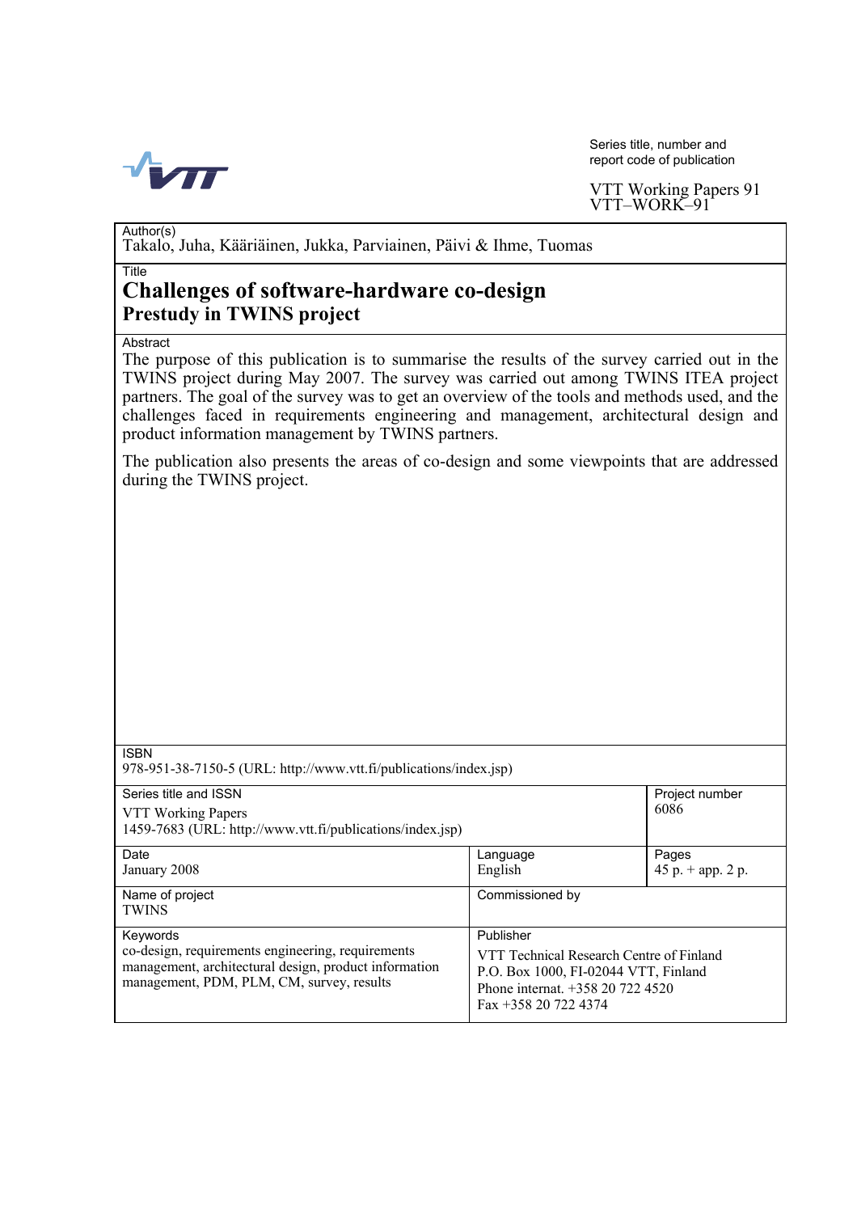Series title, number and report code of publication

VTT Working Papers 91
VTT–WORK–91

Author(s)
Takalo, Juha, Kääriäinen, Jukka, Parviainen, Päivi & Ihme, Tuomas

Title

# Challenges of software-hardware co-design

## Prestudy in TWINS project

Abstract

The purpose of this publication is to summarise the results of the survey carried out in the TWINS project during May 2007. The survey was carried out among TWINS ITEA project partners. The goal of the survey was to get an overview of the tools and methods used, and the challenges faced in requirements engineering and management, architectural design and product information management by TWINS partners.

The publication also presents the areas of co-design and some viewpoints that are addressed during the TWINS project.

ISBN
978-951-38-7150-5 (URL: http://www.vtt.fi/publications/index.jsp)

| Series title and ISSN | | Project number |
|---|---|---|
| VTT Working Papers<br>1459-7683 (URL: http://www.vtt.fi/publications/index.jsp) | | 6086 |
| **Date**<br>January 2008 | **Language**<br>English | **Pages**<br>45 p. + app. 2 p. |
| **Name of project**<br>TWINS | **Commissioned by** | |
| **Keywords**<br>co-design, requirements engineering, requirements management, architectural design, product information management, PDM, PLM, CM, survey, results | **Publisher**<br>VTT Technical Research Centre of Finland<br>P.O. Box 1000, FI-02044 VTT, Finland<br>Phone internat. +358 20 722 4520<br>Fax +358 20 722 4374 | |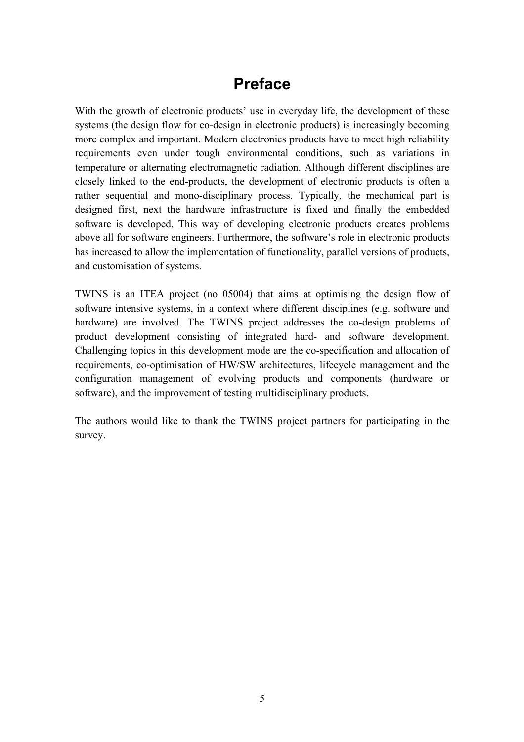# Preface

With the growth of electronic products' use in everyday life, the development of these systems (the design flow for co-design in electronic products) is increasingly becoming more complex and important. Modern electronics products have to meet high reliability requirements even under tough environmental conditions, such as variations in temperature or alternating electromagnetic radiation. Although different disciplines are closely linked to the end-products, the development of electronic products is often a rather sequential and mono-disciplinary process. Typically, the mechanical part is designed first, next the hardware infrastructure is fixed and finally the embedded software is developed. This way of developing electronic products creates problems above all for software engineers. Furthermore, the software's role in electronic products has increased to allow the implementation of functionality, parallel versions of products, and customisation of systems.

TWINS is an ITEA project (no 05004) that aims at optimising the design flow of software intensive systems, in a context where different disciplines (e.g. software and hardware) are involved. The TWINS project addresses the co-design problems of product development consisting of integrated hard- and software development. Challenging topics in this development mode are the co-specification and allocation of requirements, co-optimisation of HW/SW architectures, lifecycle management and the configuration management of evolving products and components (hardware or software), and the improvement of testing multidisciplinary products.

The authors would like to thank the TWINS project partners for participating in the survey.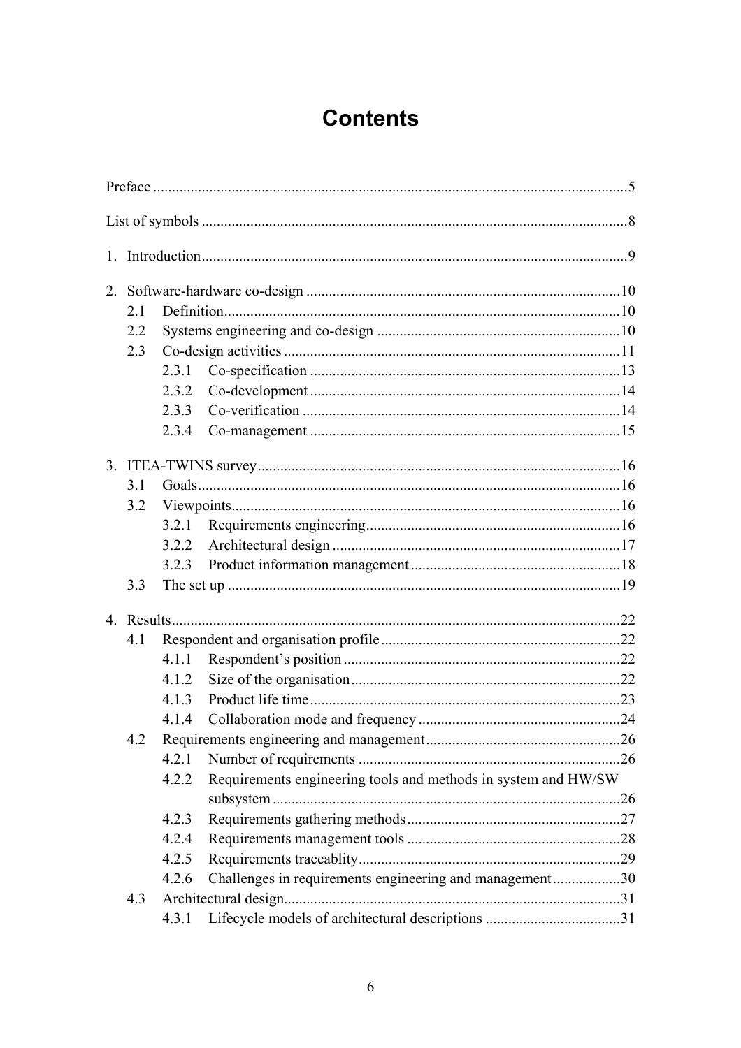# Contents

Preface ..........5

List of symbols ..........8

1. Introduction ..........9

2. Software-hardware co-design ..........10
   - 2.1 Definition ..........10
   - 2.2 Systems engineering and co-design ..........10
   - 2.3 Co-design activities ..........11
     - 2.3.1 Co-specification ..........13
     - 2.3.2 Co-development ..........14
     - 2.3.3 Co-verification ..........14
     - 2.3.4 Co-management ..........15

3. ITEA-TWINS survey ..........16
   - 3.1 Goals ..........16
   - 3.2 Viewpoints ..........16
     - 3.2.1 Requirements engineering ..........16
     - 3.2.2 Architectural design ..........17
     - 3.2.3 Product information management ..........18
   - 3.3 The set up ..........19

4. Results ..........22
   - 4.1 Respondent and organisation profile ..........22
     - 4.1.1 Respondent's position ..........22
     - 4.1.2 Size of the organisation ..........22
     - 4.1.3 Product life time ..........23
     - 4.1.4 Collaboration mode and frequency ..........24
   - 4.2 Requirements engineering and management ..........26
     - 4.2.1 Number of requirements ..........26
     - 4.2.2 Requirements engineering tools and methods in system and HW/SW subsystem ..........26
     - 4.2.3 Requirements gathering methods ..........27
     - 4.2.4 Requirements management tools ..........28
     - 4.2.5 Requirements traceablity ..........29
     - 4.2.6 Challenges in requirements engineering and management ..........30
   - 4.3 Architectural design ..........31
     - 4.3.1 Lifecycle models of architectural descriptions ..........31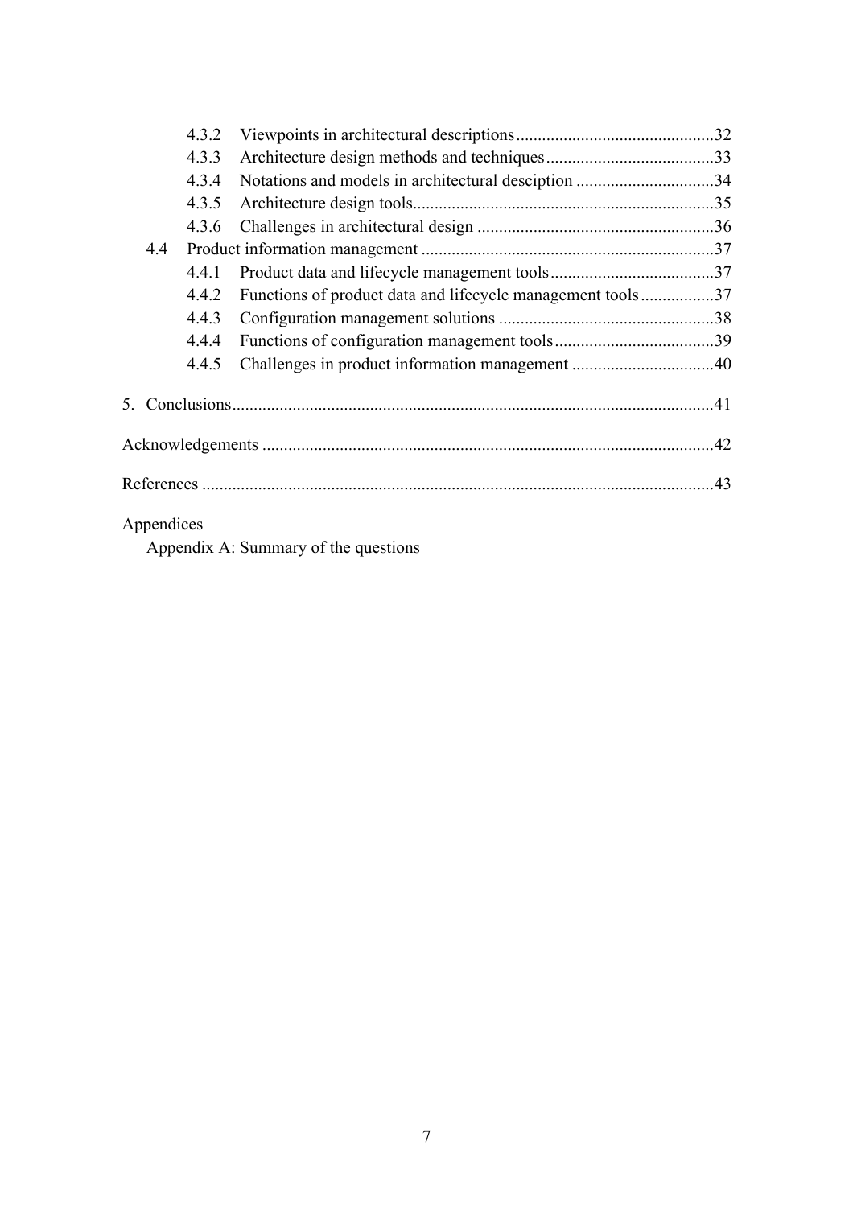4.3.2 Viewpoints in architectural descriptions .............................................. 32
4.3.3 Architecture design methods and techniques ....................................... 33
4.3.4 Notations and models in architectural desciption ................................ 34
4.3.5 Architecture design tools ...................................................................... 35
4.3.6 Challenges in architectural design ....................................................... 36
4.4 Product information management .................................................................... 37
4.4.1 Product data and lifecycle management tools ...................................... 37
4.4.2 Functions of product data and lifecycle management tools ................. 37
4.4.3 Configuration management solutions .................................................. 38
4.4.4 Functions of configuration management tools ..................................... 39
4.4.5 Challenges in product information management ................................. 40

5. Conclusions ............................................................................................................... 41

Acknowledgements ........................................................................................................ 42

References ...................................................................................................................... 43

Appendices

Appendix A: Summary of the questions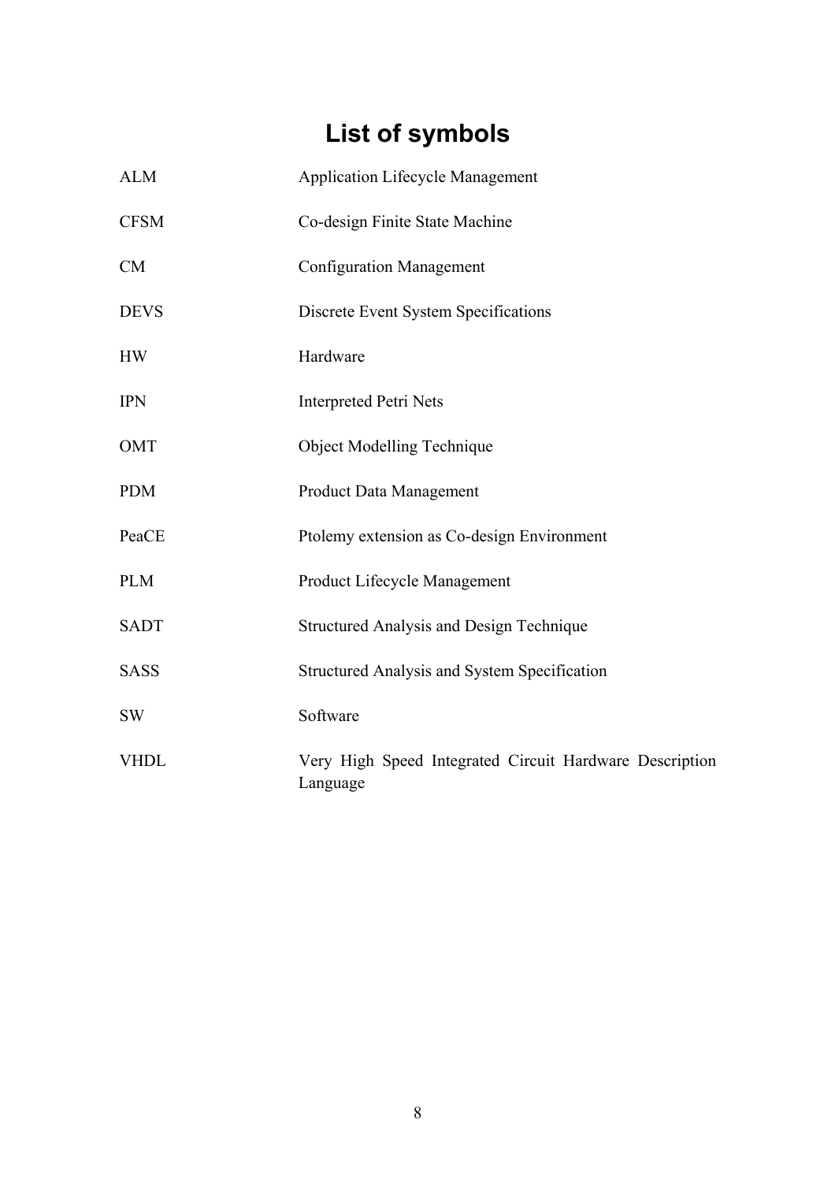# List of symbols

| | |
|---|---|
| ALM | Application Lifecycle Management |
| CFSM | Co-design Finite State Machine |
| CM | Configuration Management |
| DEVS | Discrete Event System Specifications |
| HW | Hardware |
| IPN | Interpreted Petri Nets |
| OMT | Object Modelling Technique |
| PDM | Product Data Management |
| PeaCE | Ptolemy extension as Co-design Environment |
| PLM | Product Lifecycle Management |
| SADT | Structured Analysis and Design Technique |
| SASS | Structured Analysis and System Specification |
| SW | Software |
| VHDL | Very High Speed Integrated Circuit Hardware Description Language |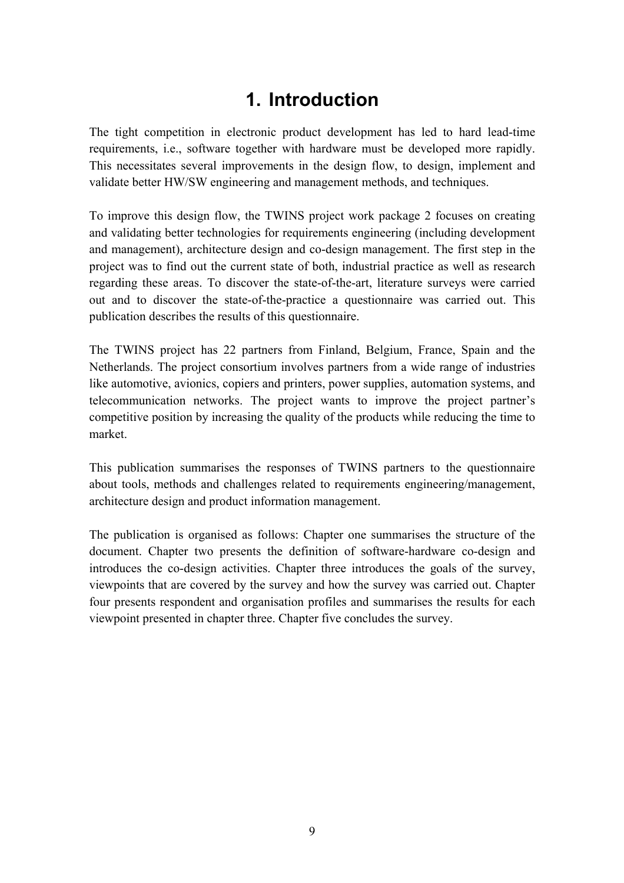# 1. Introduction

The tight competition in electronic product development has led to hard lead-time requirements, i.e., software together with hardware must be developed more rapidly. This necessitates several improvements in the design flow, to design, implement and validate better HW/SW engineering and management methods, and techniques.

To improve this design flow, the TWINS project work package 2 focuses on creating and validating better technologies for requirements engineering (including development and management), architecture design and co-design management. The first step in the project was to find out the current state of both, industrial practice as well as research regarding these areas. To discover the state-of-the-art, literature surveys were carried out and to discover the state-of-the-practice a questionnaire was carried out. This publication describes the results of this questionnaire.

The TWINS project has 22 partners from Finland, Belgium, France, Spain and the Netherlands. The project consortium involves partners from a wide range of industries like automotive, avionics, copiers and printers, power supplies, automation systems, and telecommunication networks. The project wants to improve the project partner's competitive position by increasing the quality of the products while reducing the time to market.

This publication summarises the responses of TWINS partners to the questionnaire about tools, methods and challenges related to requirements engineering/management, architecture design and product information management.

The publication is organised as follows: Chapter one summarises the structure of the document. Chapter two presents the definition of software-hardware co-design and introduces the co-design activities. Chapter three introduces the goals of the survey, viewpoints that are covered by the survey and how the survey was carried out. Chapter four presents respondent and organisation profiles and summarises the results for each viewpoint presented in chapter three. Chapter five concludes the survey.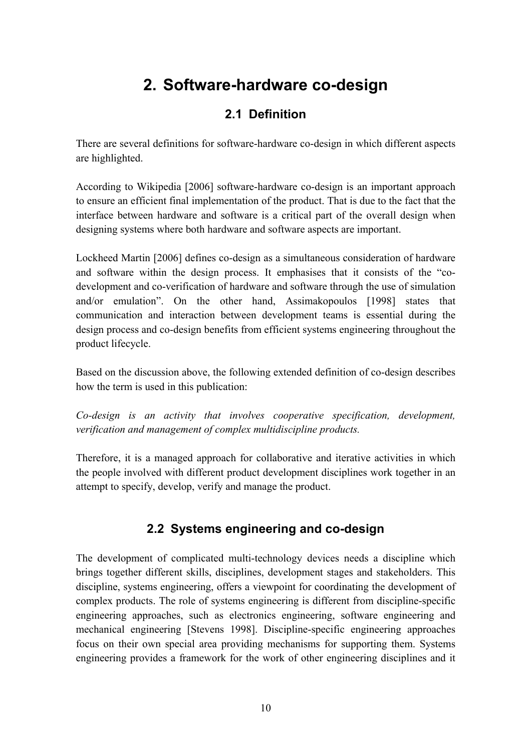# 2. Software-hardware co-design

## 2.1 Definition

There are several definitions for software-hardware co-design in which different aspects are highlighted.

According to Wikipedia [2006] software-hardware co-design is an important approach to ensure an efficient final implementation of the product. That is due to the fact that the interface between hardware and software is a critical part of the overall design when designing systems where both hardware and software aspects are important.

Lockheed Martin [2006] defines co-design as a simultaneous consideration of hardware and software within the design process. It emphasises that it consists of the "co-development and co-verification of hardware and software through the use of simulation and/or emulation". On the other hand, Assimakopoulos [1998] states that communication and interaction between development teams is essential during the design process and co-design benefits from efficient systems engineering throughout the product lifecycle.

Based on the discussion above, the following extended definition of co-design describes how the term is used in this publication:

*Co-design is an activity that involves cooperative specification, development, verification and management of complex multidiscipline products.*

Therefore, it is a managed approach for collaborative and iterative activities in which the people involved with different product development disciplines work together in an attempt to specify, develop, verify and manage the product.

## 2.2 Systems engineering and co-design

The development of complicated multi-technology devices needs a discipline which brings together different skills, disciplines, development stages and stakeholders. This discipline, systems engineering, offers a viewpoint for coordinating the development of complex products. The role of systems engineering is different from discipline-specific engineering approaches, such as electronics engineering, software engineering and mechanical engineering [Stevens 1998]. Discipline-specific engineering approaches focus on their own special area providing mechanisms for supporting them. Systems engineering provides a framework for the work of other engineering disciplines and it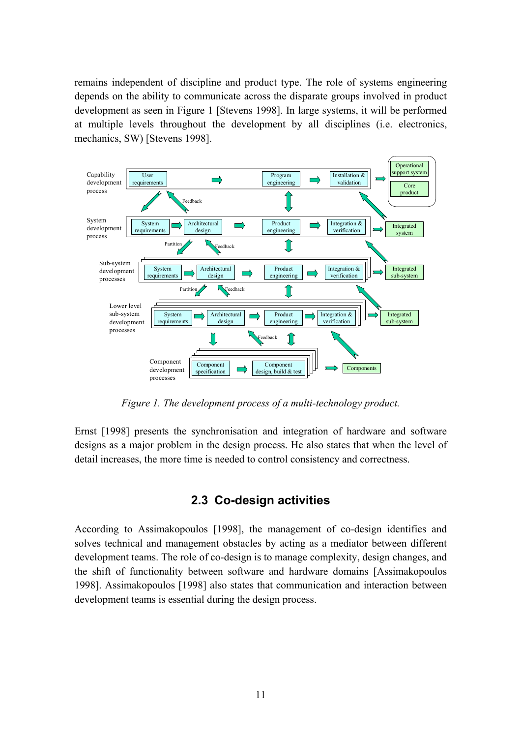remains independent of discipline and product type. The role of systems engineering depends on the ability to communicate across the disparate groups involved in product development as seen in Figure 1 [Stevens 1998]. In large systems, it will be performed at multiple levels throughout the development by all disciplines (i.e. electronics, mechanics, SW) [Stevens 1998].

*Figure 1. The development process of a multi-technology product.*

Ernst [1998] presents the synchronisation and integration of hardware and software designs as a major problem in the design process. He also states that when the level of detail increases, the more time is needed to control consistency and correctness.

## 2.3 Co-design activities

According to Assimakopoulos [1998], the management of co-design identifies and solves technical and management obstacles by acting as a mediator between different development teams. The role of co-design is to manage complexity, design changes, and the shift of functionality between software and hardware domains [Assimakopoulos 1998]. Assimakopoulos [1998] also states that communication and interaction between development teams is essential during the design process.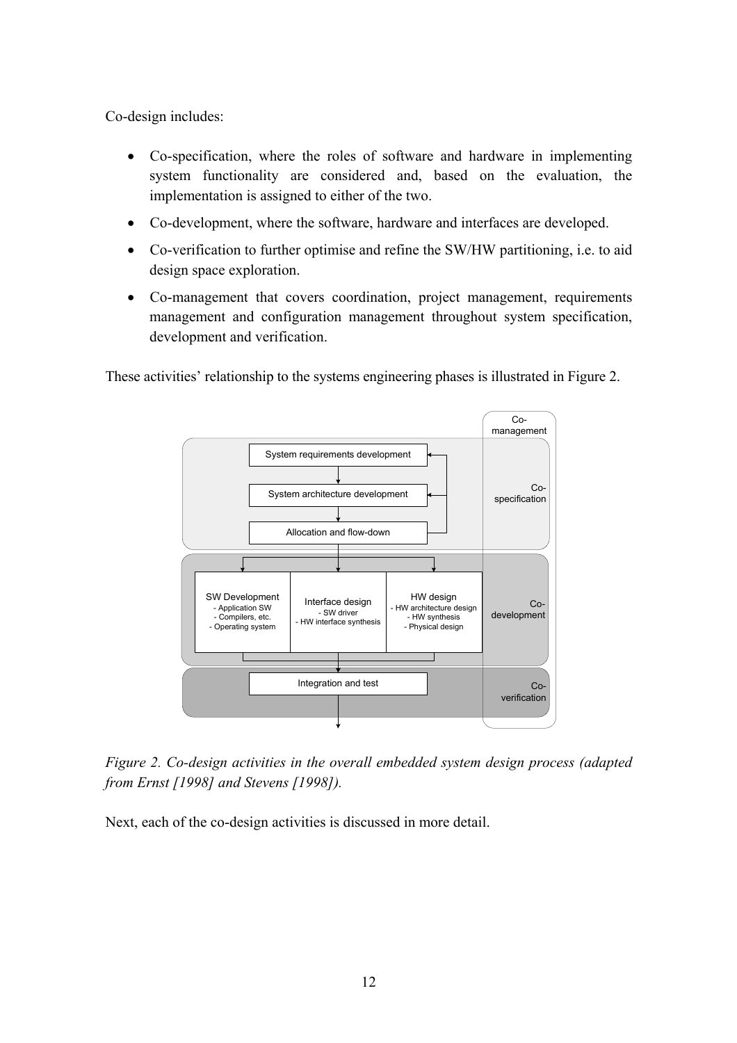Co-design includes:

- Co-specification, where the roles of software and hardware in implementing system functionality are considered and, based on the evaluation, the implementation is assigned to either of the two.
- Co-development, where the software, hardware and interfaces are developed.
- Co-verification to further optimise and refine the SW/HW partitioning, i.e. to aid design space exploration.
- Co-management that covers coordination, project management, requirements management and configuration management throughout system specification, development and verification.

These activities' relationship to the systems engineering phases is illustrated in Figure 2.

*Figure 2. Co-design activities in the overall embedded system design process (adapted from Ernst [1998] and Stevens [1998]).*

Next, each of the co-design activities is discussed in more detail.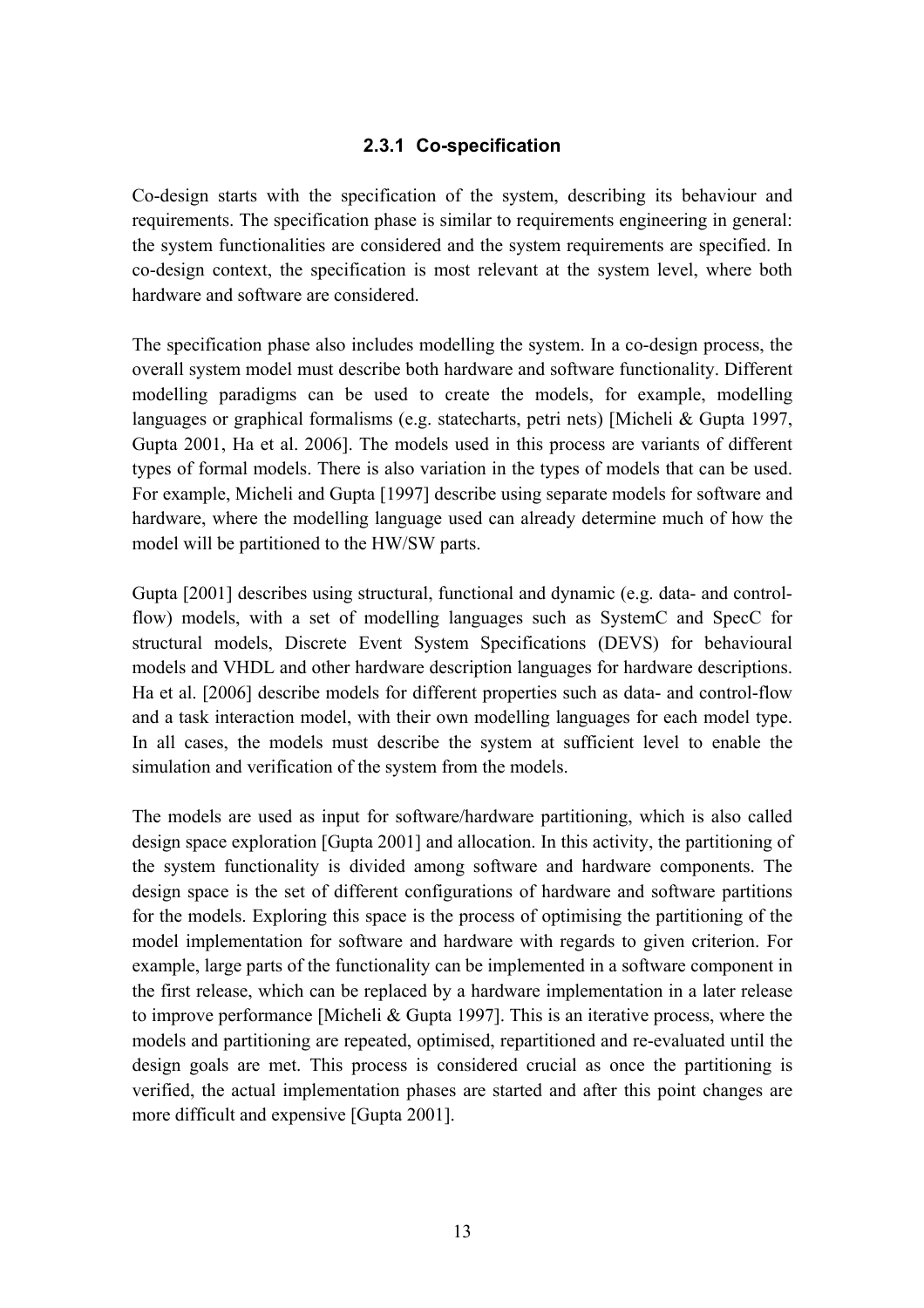### 2.3.1 Co-specification

Co-design starts with the specification of the system, describing its behaviour and requirements. The specification phase is similar to requirements engineering in general: the system functionalities are considered and the system requirements are specified. In co-design context, the specification is most relevant at the system level, where both hardware and software are considered.

The specification phase also includes modelling the system. In a co-design process, the overall system model must describe both hardware and software functionality. Different modelling paradigms can be used to create the models, for example, modelling languages or graphical formalisms (e.g. statecharts, petri nets) [Micheli & Gupta 1997, Gupta 2001, Ha et al. 2006]. The models used in this process are variants of different types of formal models. There is also variation in the types of models that can be used. For example, Micheli and Gupta [1997] describe using separate models for software and hardware, where the modelling language used can already determine much of how the model will be partitioned to the HW/SW parts.

Gupta [2001] describes using structural, functional and dynamic (e.g. data- and control-flow) models, with a set of modelling languages such as SystemC and SpecC for structural models, Discrete Event System Specifications (DEVS) for behavioural models and VHDL and other hardware description languages for hardware descriptions. Ha et al. [2006] describe models for different properties such as data- and control-flow and a task interaction model, with their own modelling languages for each model type. In all cases, the models must describe the system at sufficient level to enable the simulation and verification of the system from the models.

The models are used as input for software/hardware partitioning, which is also called design space exploration [Gupta 2001] and allocation. In this activity, the partitioning of the system functionality is divided among software and hardware components. The design space is the set of different configurations of hardware and software partitions for the models. Exploring this space is the process of optimising the partitioning of the model implementation for software and hardware with regards to given criterion. For example, large parts of the functionality can be implemented in a software component in the first release, which can be replaced by a hardware implementation in a later release to improve performance [Micheli & Gupta 1997]. This is an iterative process, where the models and partitioning are repeated, optimised, repartitioned and re-evaluated until the design goals are met. This process is considered crucial as once the partitioning is verified, the actual implementation phases are started and after this point changes are more difficult and expensive [Gupta 2001].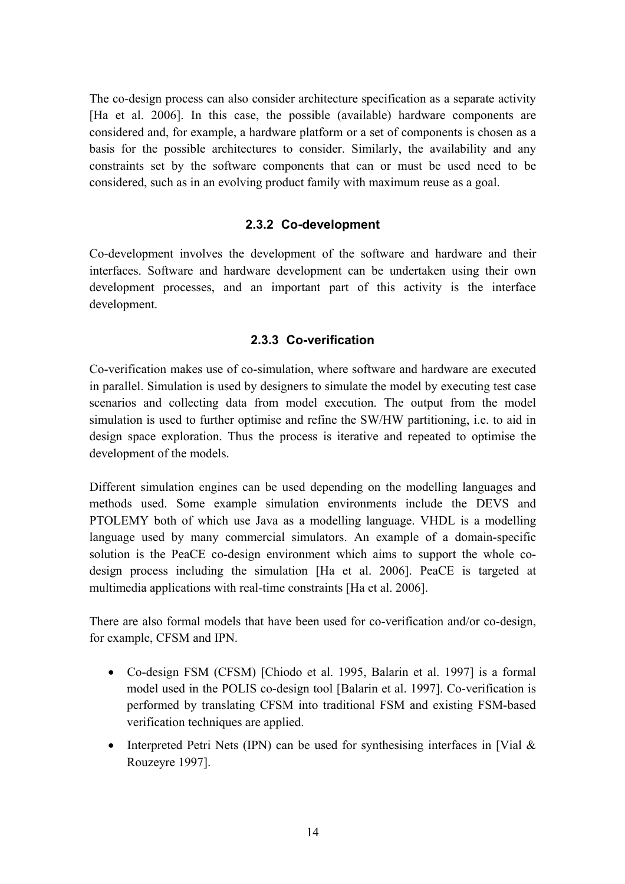The co-design process can also consider architecture specification as a separate activity [Ha et al. 2006]. In this case, the possible (available) hardware components are considered and, for example, a hardware platform or a set of components is chosen as a basis for the possible architectures to consider. Similarly, the availability and any constraints set by the software components that can or must be used need to be considered, such as in an evolving product family with maximum reuse as a goal.

### 2.3.2 Co-development

Co-development involves the development of the software and hardware and their interfaces. Software and hardware development can be undertaken using their own development processes, and an important part of this activity is the interface development.

### 2.3.3 Co-verification

Co-verification makes use of co-simulation, where software and hardware are executed in parallel. Simulation is used by designers to simulate the model by executing test case scenarios and collecting data from model execution. The output from the model simulation is used to further optimise and refine the SW/HW partitioning, i.e. to aid in design space exploration. Thus the process is iterative and repeated to optimise the development of the models.

Different simulation engines can be used depending on the modelling languages and methods used. Some example simulation environments include the DEVS and PTOLEMY both of which use Java as a modelling language. VHDL is a modelling language used by many commercial simulators. An example of a domain-specific solution is the PeaCE co-design environment which aims to support the whole co-design process including the simulation [Ha et al. 2006]. PeaCE is targeted at multimedia applications with real-time constraints [Ha et al. 2006].

There are also formal models that have been used for co-verification and/or co-design, for example, CFSM and IPN.

- Co-design FSM (CFSM) [Chiodo et al. 1995, Balarin et al. 1997] is a formal model used in the POLIS co-design tool [Balarin et al. 1997]. Co-verification is performed by translating CFSM into traditional FSM and existing FSM-based verification techniques are applied.
- Interpreted Petri Nets (IPN) can be used for synthesising interfaces in [Vial & Rouzeyre 1997].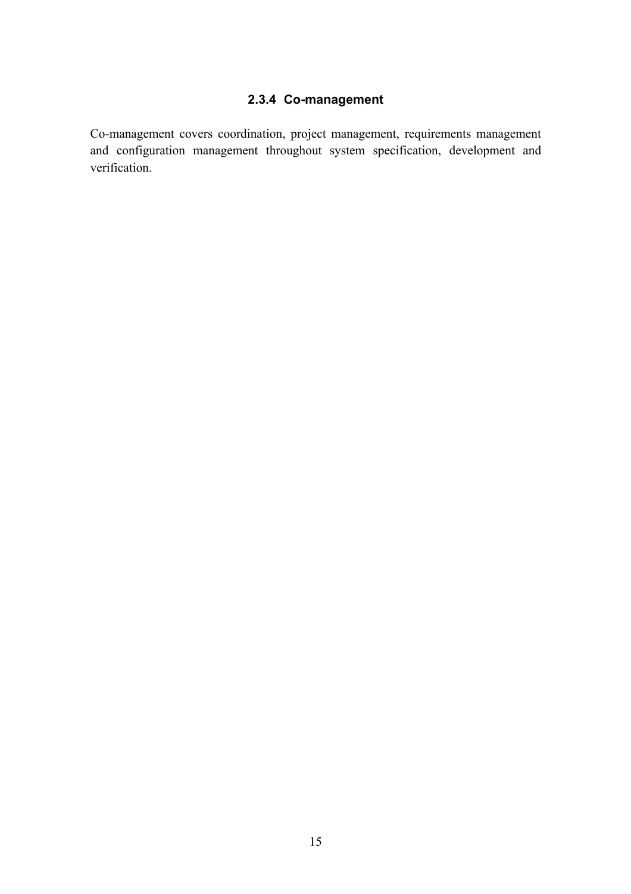### 2.3.4 Co-management

Co-management covers coordination, project management, requirements management and configuration management throughout system specification, development and verification.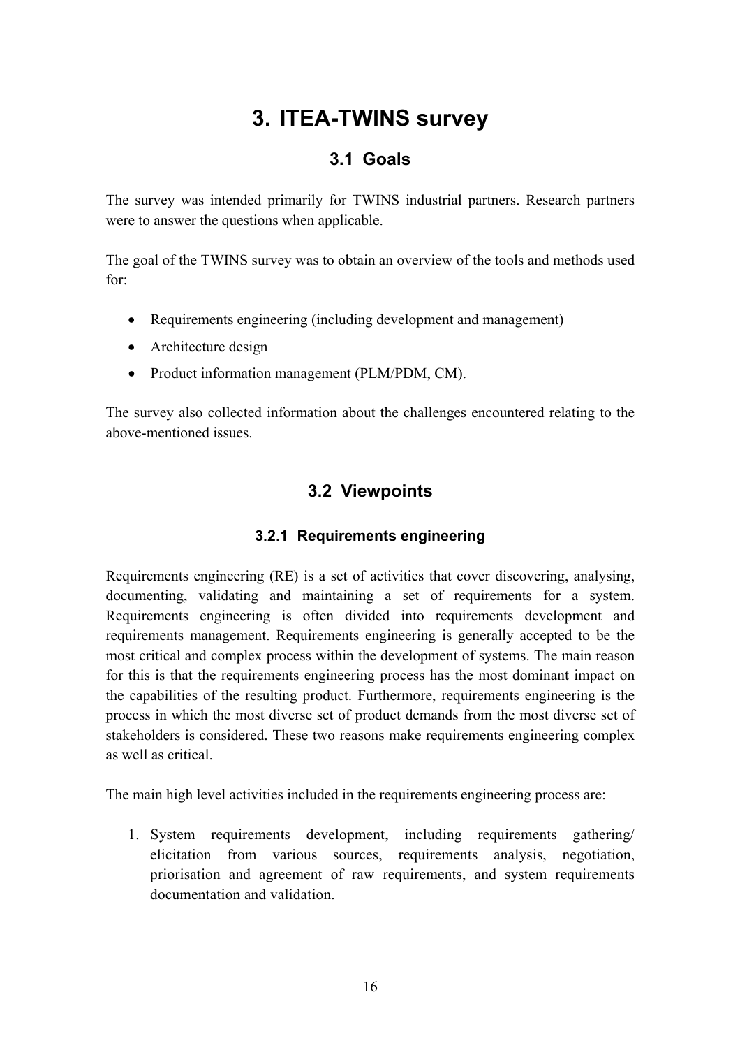# 3. ITEA-TWINS survey

## 3.1 Goals

The survey was intended primarily for TWINS industrial partners. Research partners were to answer the questions when applicable.

The goal of the TWINS survey was to obtain an overview of the tools and methods used for:

- Requirements engineering (including development and management)
- Architecture design
- Product information management (PLM/PDM, CM).

The survey also collected information about the challenges encountered relating to the above-mentioned issues.

## 3.2 Viewpoints

### 3.2.1 Requirements engineering

Requirements engineering (RE) is a set of activities that cover discovering, analysing, documenting, validating and maintaining a set of requirements for a system. Requirements engineering is often divided into requirements development and requirements management. Requirements engineering is generally accepted to be the most critical and complex process within the development of systems. The main reason for this is that the requirements engineering process has the most dominant impact on the capabilities of the resulting product. Furthermore, requirements engineering is the process in which the most diverse set of product demands from the most diverse set of stakeholders is considered. These two reasons make requirements engineering complex as well as critical.

The main high level activities included in the requirements engineering process are:

1. System requirements development, including requirements gathering/ elicitation from various sources, requirements analysis, negotiation, priorisation and agreement of raw requirements, and system requirements documentation and validation.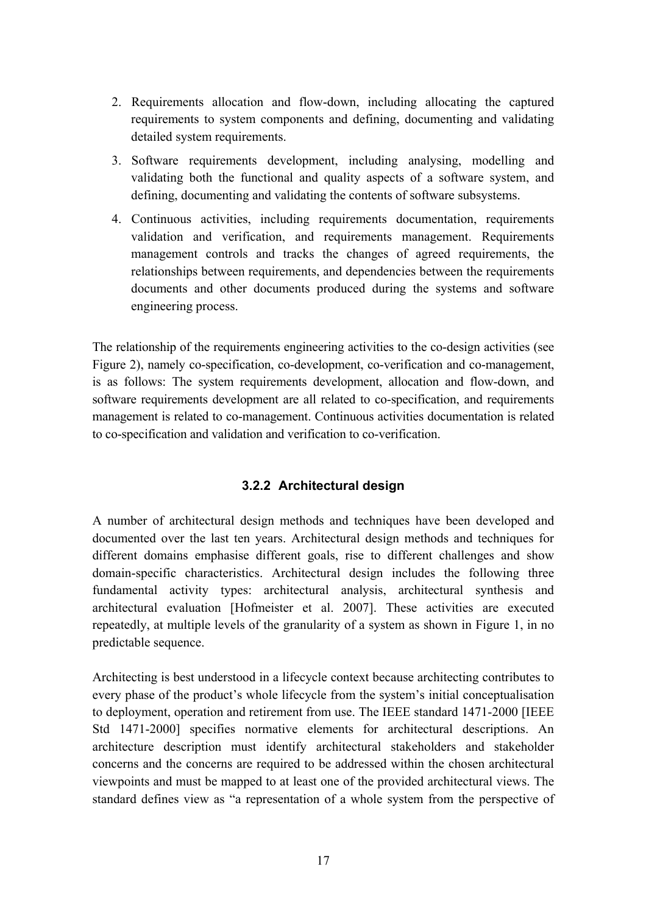2. Requirements allocation and flow-down, including allocating the captured requirements to system components and defining, documenting and validating detailed system requirements.
3. Software requirements development, including analysing, modelling and validating both the functional and quality aspects of a software system, and defining, documenting and validating the contents of software subsystems.
4. Continuous activities, including requirements documentation, requirements validation and verification, and requirements management. Requirements management controls and tracks the changes of agreed requirements, the relationships between requirements, and dependencies between the requirements documents and other documents produced during the systems and software engineering process.

The relationship of the requirements engineering activities to the co-design activities (see Figure 2), namely co-specification, co-development, co-verification and co-management, is as follows: The system requirements development, allocation and flow-down, and software requirements development are all related to co-specification, and requirements management is related to co-management. Continuous activities documentation is related to co-specification and validation and verification to co-verification.

### 3.2.2 Architectural design

A number of architectural design methods and techniques have been developed and documented over the last ten years. Architectural design methods and techniques for different domains emphasise different goals, rise to different challenges and show domain-specific characteristics. Architectural design includes the following three fundamental activity types: architectural analysis, architectural synthesis and architectural evaluation [Hofmeister et al. 2007]. These activities are executed repeatedly, at multiple levels of the granularity of a system as shown in Figure 1, in no predictable sequence.

Architecting is best understood in a lifecycle context because architecting contributes to every phase of the product's whole lifecycle from the system's initial conceptualisation to deployment, operation and retirement from use. The IEEE standard 1471-2000 [IEEE Std 1471-2000] specifies normative elements for architectural descriptions. An architecture description must identify architectural stakeholders and stakeholder concerns and the concerns are required to be addressed within the chosen architectural viewpoints and must be mapped to at least one of the provided architectural views. The standard defines view as "a representation of a whole system from the perspective of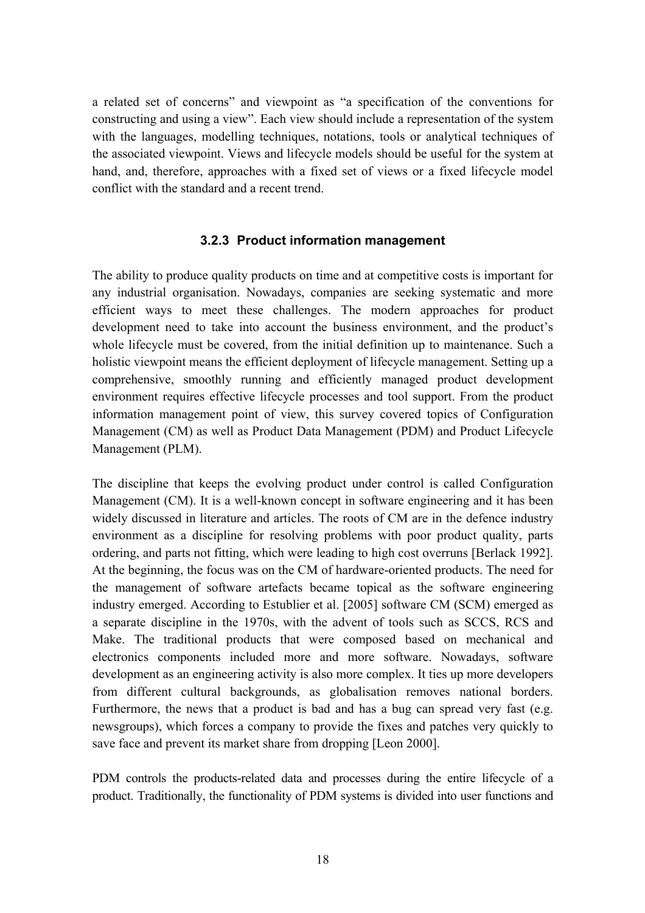a related set of concerns" and viewpoint as "a specification of the conventions for constructing and using a view". Each view should include a representation of the system with the languages, modelling techniques, notations, tools or analytical techniques of the associated viewpoint. Views and lifecycle models should be useful for the system at hand, and, therefore, approaches with a fixed set of views or a fixed lifecycle model conflict with the standard and a recent trend.

### 3.2.3 Product information management

The ability to produce quality products on time and at competitive costs is important for any industrial organisation. Nowadays, companies are seeking systematic and more efficient ways to meet these challenges. The modern approaches for product development need to take into account the business environment, and the product's whole lifecycle must be covered, from the initial definition up to maintenance. Such a holistic viewpoint means the efficient deployment of lifecycle management. Setting up a comprehensive, smoothly running and efficiently managed product development environment requires effective lifecycle processes and tool support. From the product information management point of view, this survey covered topics of Configuration Management (CM) as well as Product Data Management (PDM) and Product Lifecycle Management (PLM).

The discipline that keeps the evolving product under control is called Configuration Management (CM). It is a well-known concept in software engineering and it has been widely discussed in literature and articles. The roots of CM are in the defence industry environment as a discipline for resolving problems with poor product quality, parts ordering, and parts not fitting, which were leading to high cost overruns [Berlack 1992]. At the beginning, the focus was on the CM of hardware-oriented products. The need for the management of software artefacts became topical as the software engineering industry emerged. According to Estublier et al. [2005] software CM (SCM) emerged as a separate discipline in the 1970s, with the advent of tools such as SCCS, RCS and Make. The traditional products that were composed based on mechanical and electronics components included more and more software. Nowadays, software development as an engineering activity is also more complex. It ties up more developers from different cultural backgrounds, as globalisation removes national borders. Furthermore, the news that a product is bad and has a bug can spread very fast (e.g. newsgroups), which forces a company to provide the fixes and patches very quickly to save face and prevent its market share from dropping [Leon 2000].

PDM controls the products-related data and processes during the entire lifecycle of a product. Traditionally, the functionality of PDM systems is divided into user functions and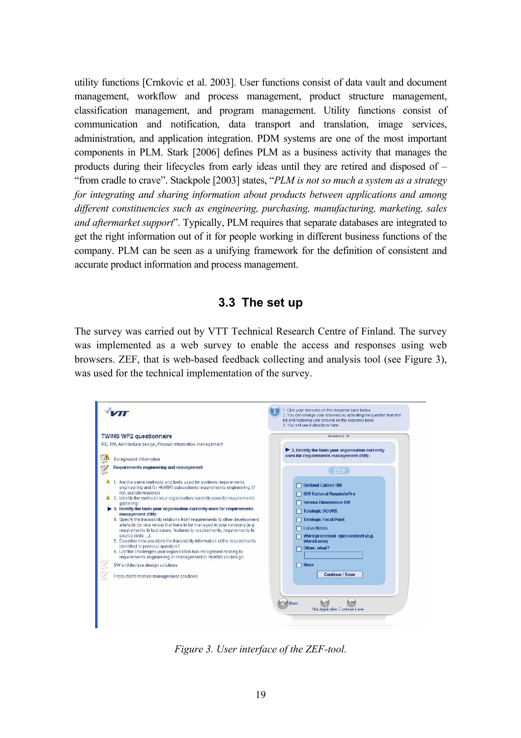utility functions [Crnkovic et al. 2003]. User functions consist of data vault and document management, workflow and process management, product structure management, classification management, and program management. Utility functions consist of communication and notification, data transport and translation, image services, administration, and application integration. PDM systems are one of the most important components in PLM. Stark [2006] defines PLM as a business activity that manages the products during their lifecycles from early ideas until they are retired and disposed of – "from cradle to crave". Stackpole [2003] states, "*PLM is not so much a system as a strategy for integrating and sharing information about products between applications and among different constituencies such as engineering, purchasing, manufacturing, marketing, sales and aftermarket support*". Typically, PLM requires that separate databases are integrated to get the right information out of it for people working in different business functions of the company. PLM can be seen as a unifying framework for the definition of consistent and accurate product information and process management.

## 3.3 The set up

The survey was carried out by VTT Technical Research Centre of Finland. The survey was implemented as a web survey to enable the access and responses using web browsers. ZEF, that is web-based feedback collecting and analysis tool (see Figure 3), was used for the technical implementation of the survey.

*Figure 3. User interface of the ZEF-tool.*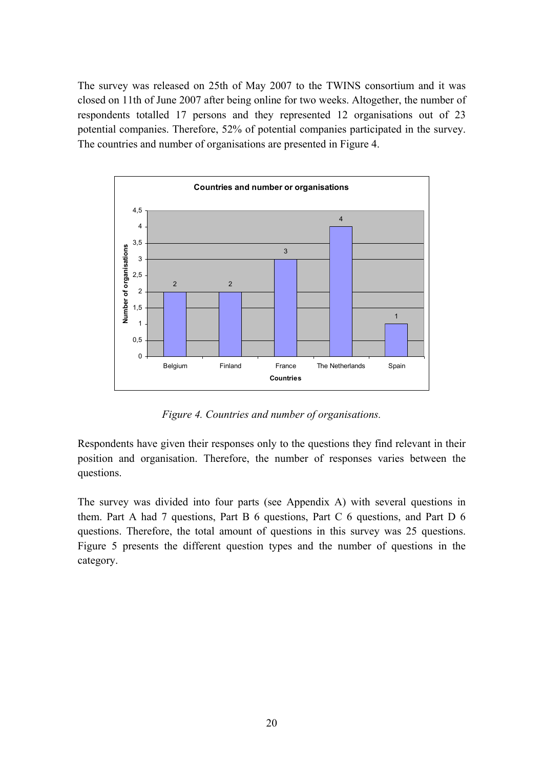The survey was released on 25th of May 2007 to the TWINS consortium and it was closed on 11th of June 2007 after being online for two weeks. Altogether, the number of respondents totalled 17 persons and they represented 12 organisations out of 23 potential companies. Therefore, 52% of potential companies participated in the survey. The countries and number of organisations are presented in Figure 4.

*Figure 4. Countries and number of organisations.*

Respondents have given their responses only to the questions they find relevant in their position and organisation. Therefore, the number of responses varies between the questions.

The survey was divided into four parts (see Appendix A) with several questions in them. Part A had 7 questions, Part B 6 questions, Part C 6 questions, and Part D 6 questions. Therefore, the total amount of questions in this survey was 25 questions. Figure 5 presents the different question types and the number of questions in the category.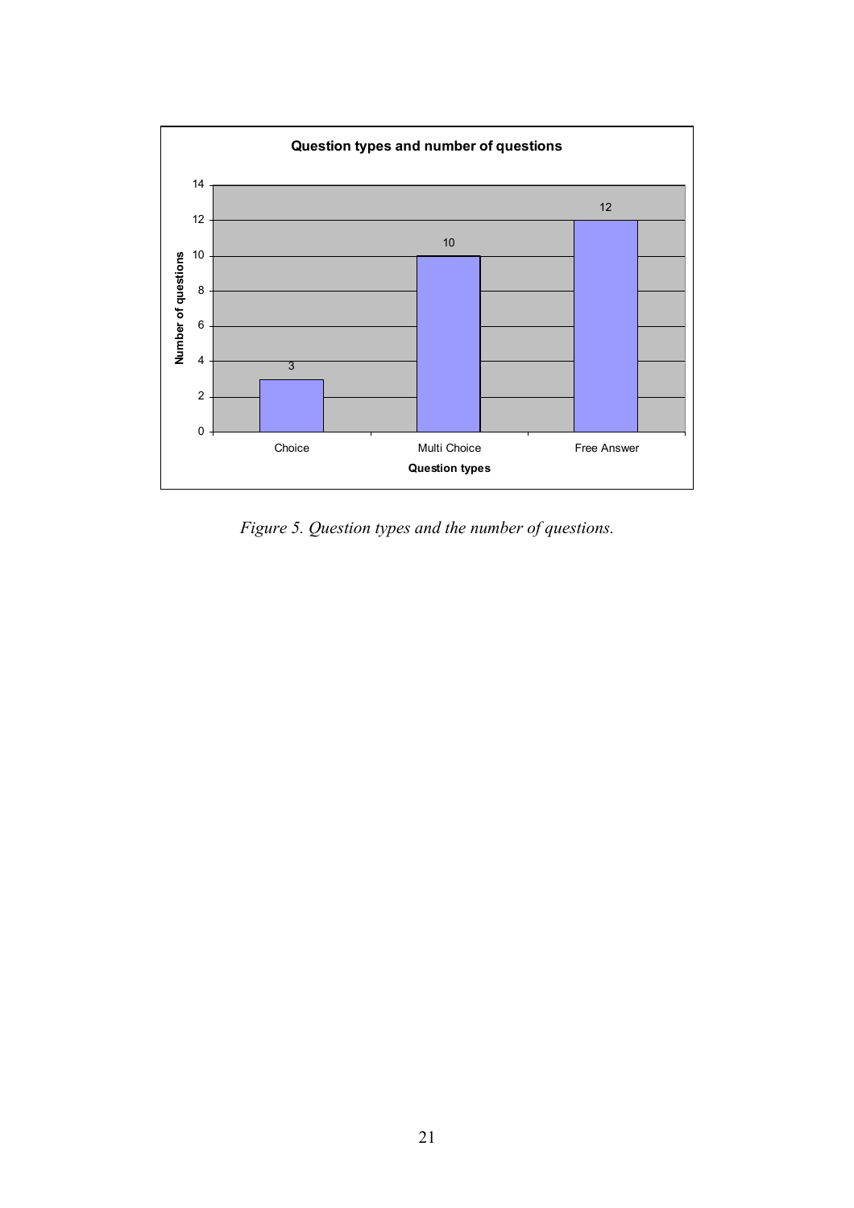*Figure 5. Question types and the number of questions.*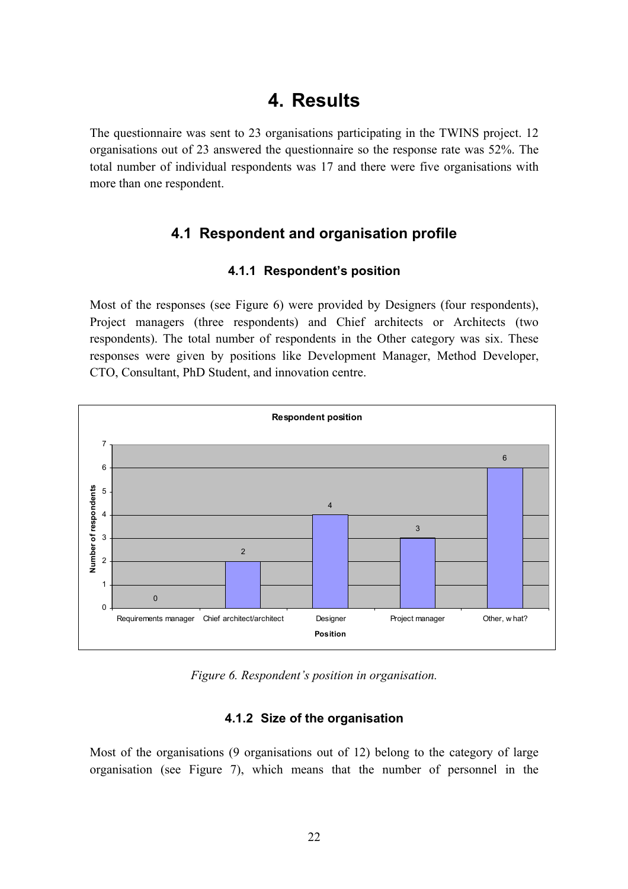# 4. Results

The questionnaire was sent to 23 organisations participating in the TWINS project. 12 organisations out of 23 answered the questionnaire so the response rate was 52%. The total number of individual respondents was 17 and there were five organisations with more than one respondent.

## 4.1 Respondent and organisation profile

### 4.1.1 Respondent's position

Most of the responses (see Figure 6) were provided by Designers (four respondents), Project managers (three respondents) and Chief architects or Architects (two respondents). The total number of respondents in the Other category was six. These responses were given by positions like Development Manager, Method Developer, CTO, Consultant, PhD Student, and innovation centre.

*Figure 6. Respondent's position in organisation.*

### 4.1.2 Size of the organisation

Most of the organisations (9 organisations out of 12) belong to the category of large organisation (see Figure 7), which means that the number of personnel in the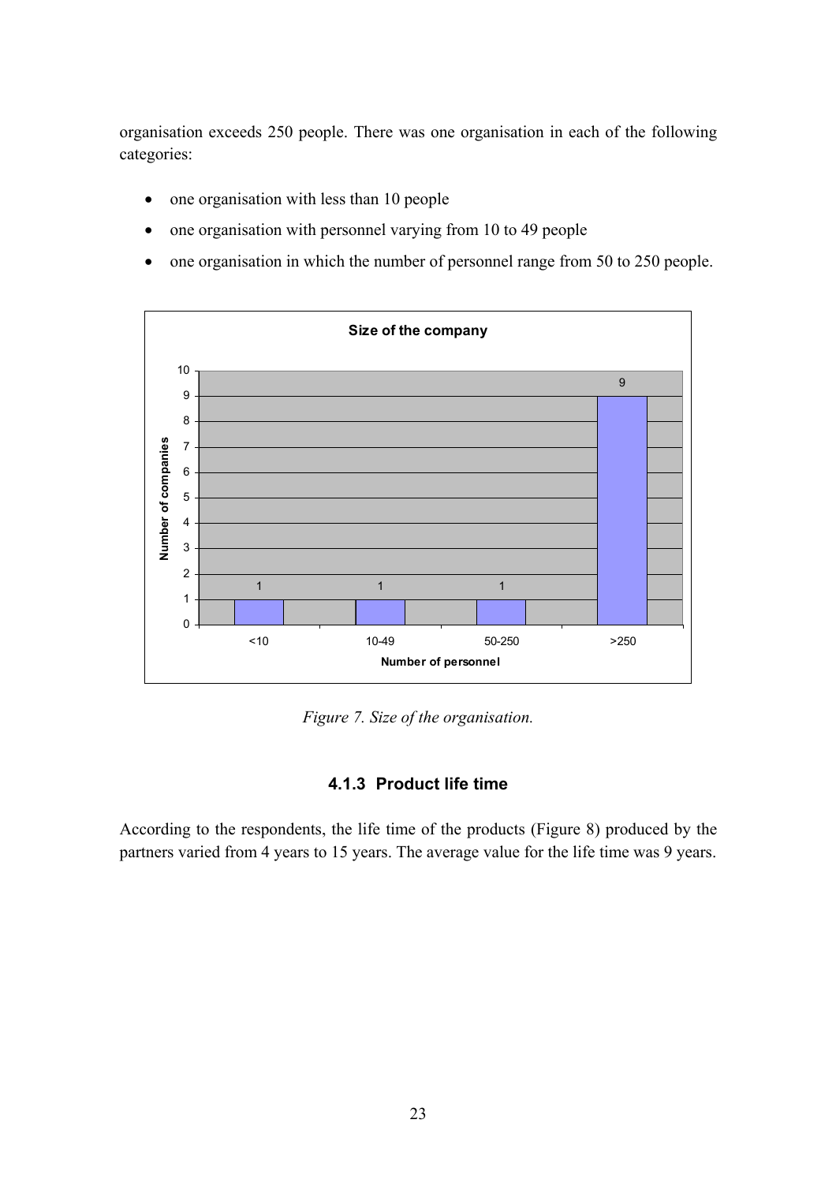organisation exceeds 250 people. There was one organisation in each of the following categories:

- one organisation with less than 10 people
- one organisation with personnel varying from 10 to 49 people
- one organisation in which the number of personnel range from 50 to 250 people.

*Figure 7. Size of the organisation.*

### 4.1.3 Product life time

According to the respondents, the life time of the products (Figure 8) produced by the partners varied from 4 years to 15 years. The average value for the life time was 9 years.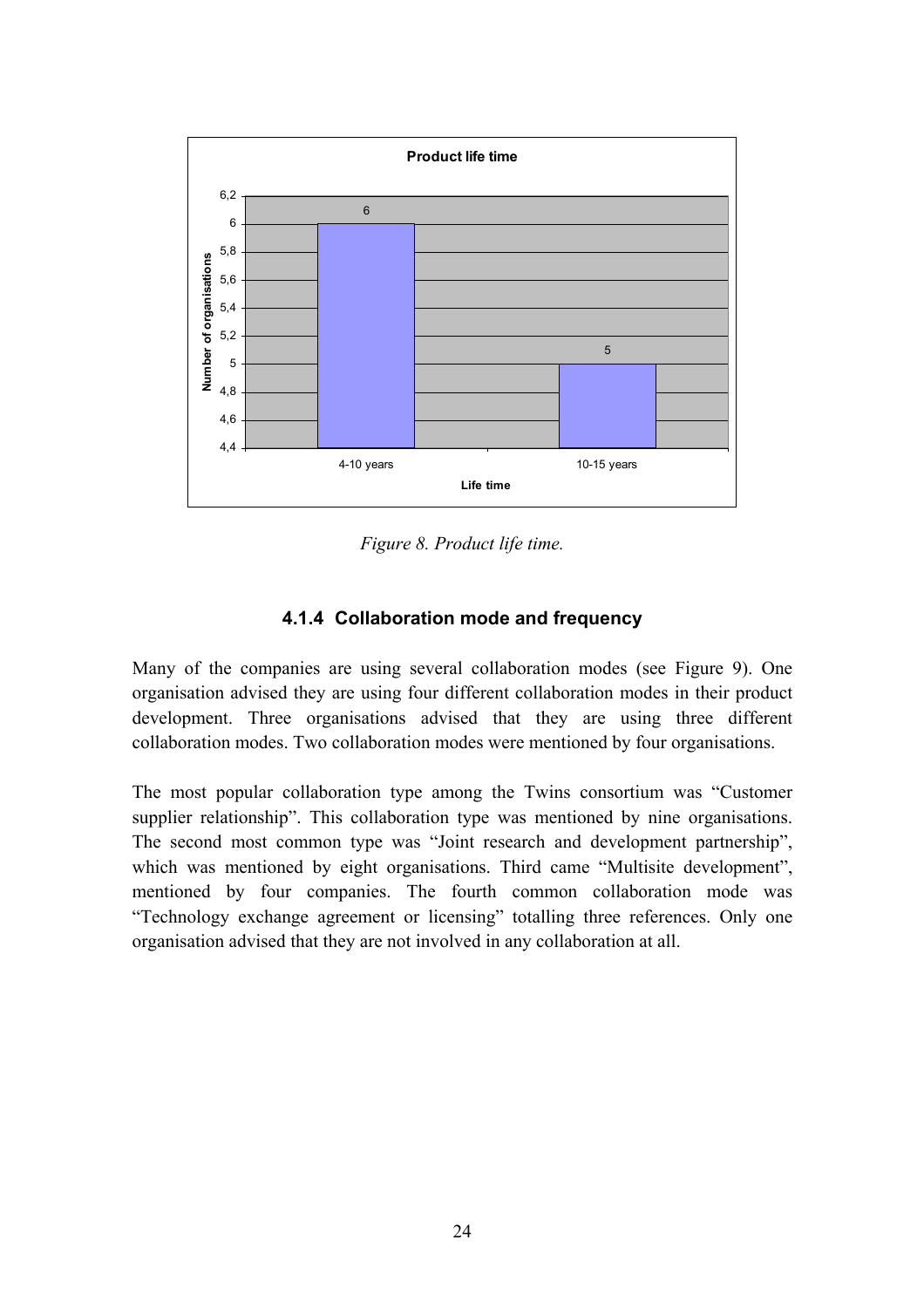*Figure 8. Product life time.*

### 4.1.4 Collaboration mode and frequency

Many of the companies are using several collaboration modes (see Figure 9). One organisation advised they are using four different collaboration modes in their product development. Three organisations advised that they are using three different collaboration modes. Two collaboration modes were mentioned by four organisations.

The most popular collaboration type among the Twins consortium was "Customer supplier relationship". This collaboration type was mentioned by nine organisations. The second most common type was "Joint research and development partnership", which was mentioned by eight organisations. Third came "Multisite development", mentioned by four companies. The fourth common collaboration mode was "Technology exchange agreement or licensing" totalling three references. Only one organisation advised that they are not involved in any collaboration at all.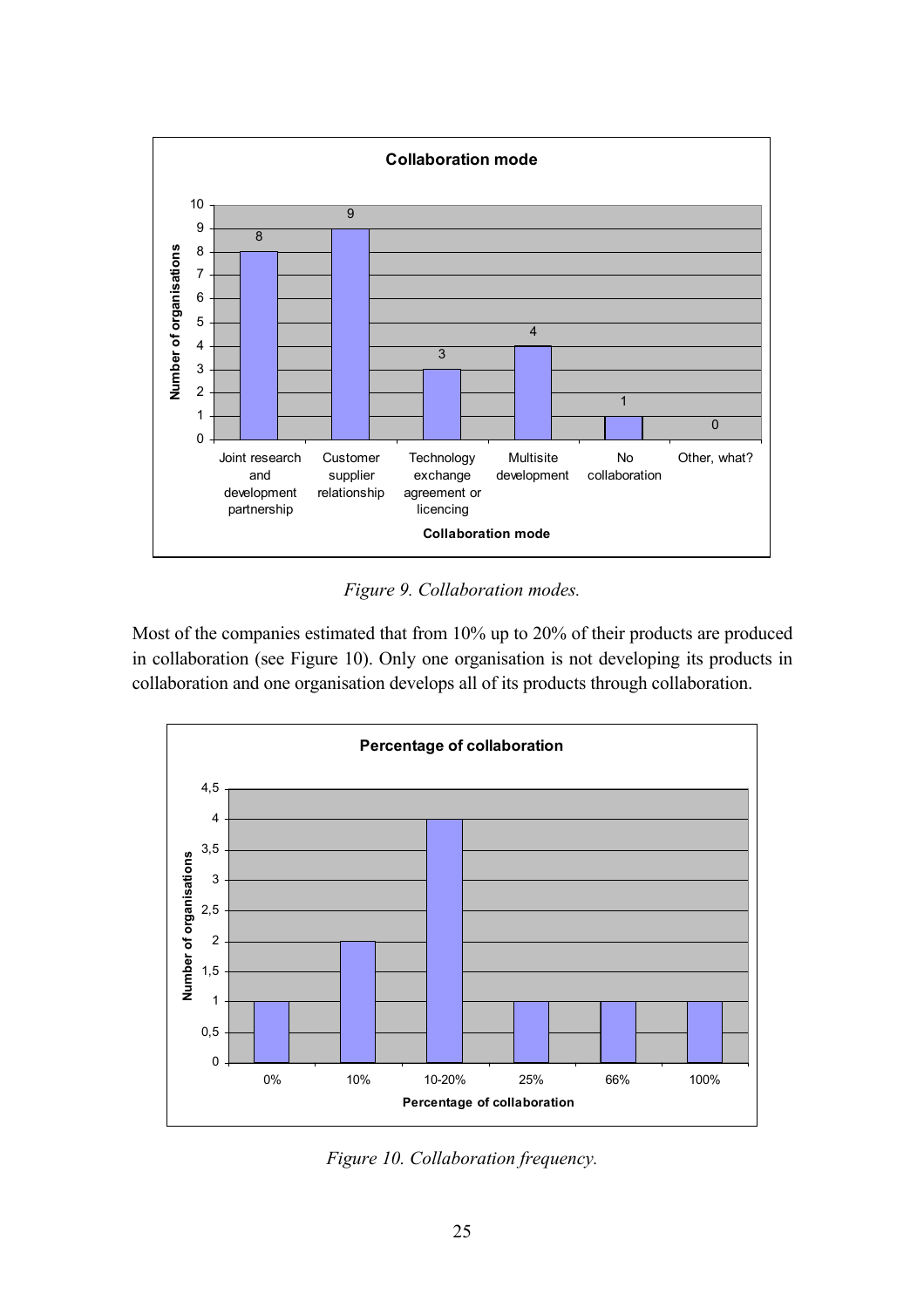*Figure 9. Collaboration modes.*

Most of the companies estimated that from 10% up to 20% of their products are produced in collaboration (see Figure 10). Only one organisation is not developing its products in collaboration and one organisation develops all of its products through collaboration.

*Figure 10. Collaboration frequency.*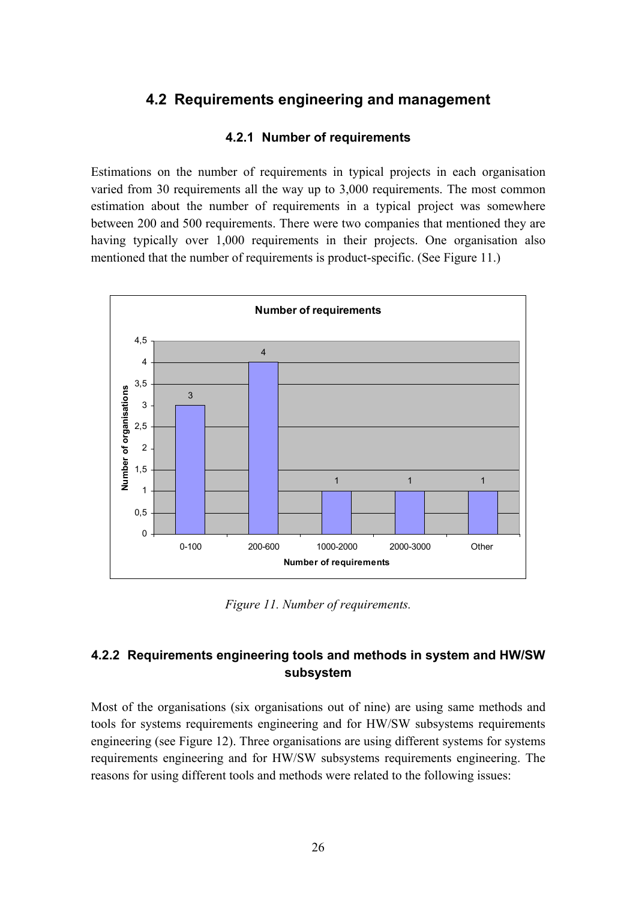## 4.2 Requirements engineering and management

### 4.2.1 Number of requirements

Estimations on the number of requirements in typical projects in each organisation varied from 30 requirements all the way up to 3,000 requirements. The most common estimation about the number of requirements in a typical project was somewhere between 200 and 500 requirements. There were two companies that mentioned they are having typically over 1,000 requirements in their projects. One organisation also mentioned that the number of requirements is product-specific. (See Figure 11.)

*Figure 11. Number of requirements.*

### 4.2.2 Requirements engineering tools and methods in system and HW/SW subsystem

Most of the organisations (six organisations out of nine) are using same methods and tools for systems requirements engineering and for HW/SW subsystems requirements engineering (see Figure 12). Three organisations are using different systems for systems requirements engineering and for HW/SW subsystems requirements engineering. The reasons for using different tools and methods were related to the following issues: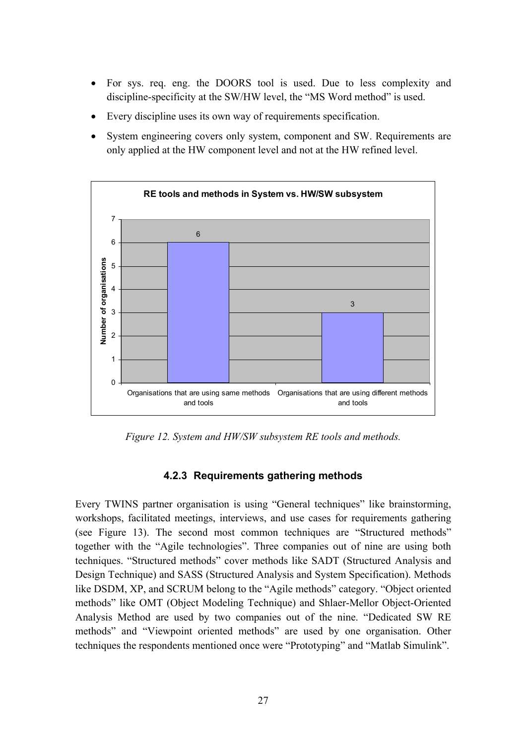- For sys. req. eng. the DOORS tool is used. Due to less complexity and discipline-specificity at the SW/HW level, the "MS Word method" is used.
- Every discipline uses its own way of requirements specification.
- System engineering covers only system, component and SW. Requirements are only applied at the HW component level and not at the HW refined level.

*Figure 12. System and HW/SW subsystem RE tools and methods.*

### 4.2.3 Requirements gathering methods

Every TWINS partner organisation is using "General techniques" like brainstorming, workshops, facilitated meetings, interviews, and use cases for requirements gathering (see Figure 13). The second most common techniques are "Structured methods" together with the "Agile technologies". Three companies out of nine are using both techniques. "Structured methods" cover methods like SADT (Structured Analysis and Design Technique) and SASS (Structured Analysis and System Specification). Methods like DSDM, XP, and SCRUM belong to the "Agile methods" category. "Object oriented methods" like OMT (Object Modeling Technique) and Shlaer-Mellor Object-Oriented Analysis Method are used by two companies out of the nine. "Dedicated SW RE methods" and "Viewpoint oriented methods" are used by one organisation. Other techniques the respondents mentioned once were "Prototyping" and "Matlab Simulink".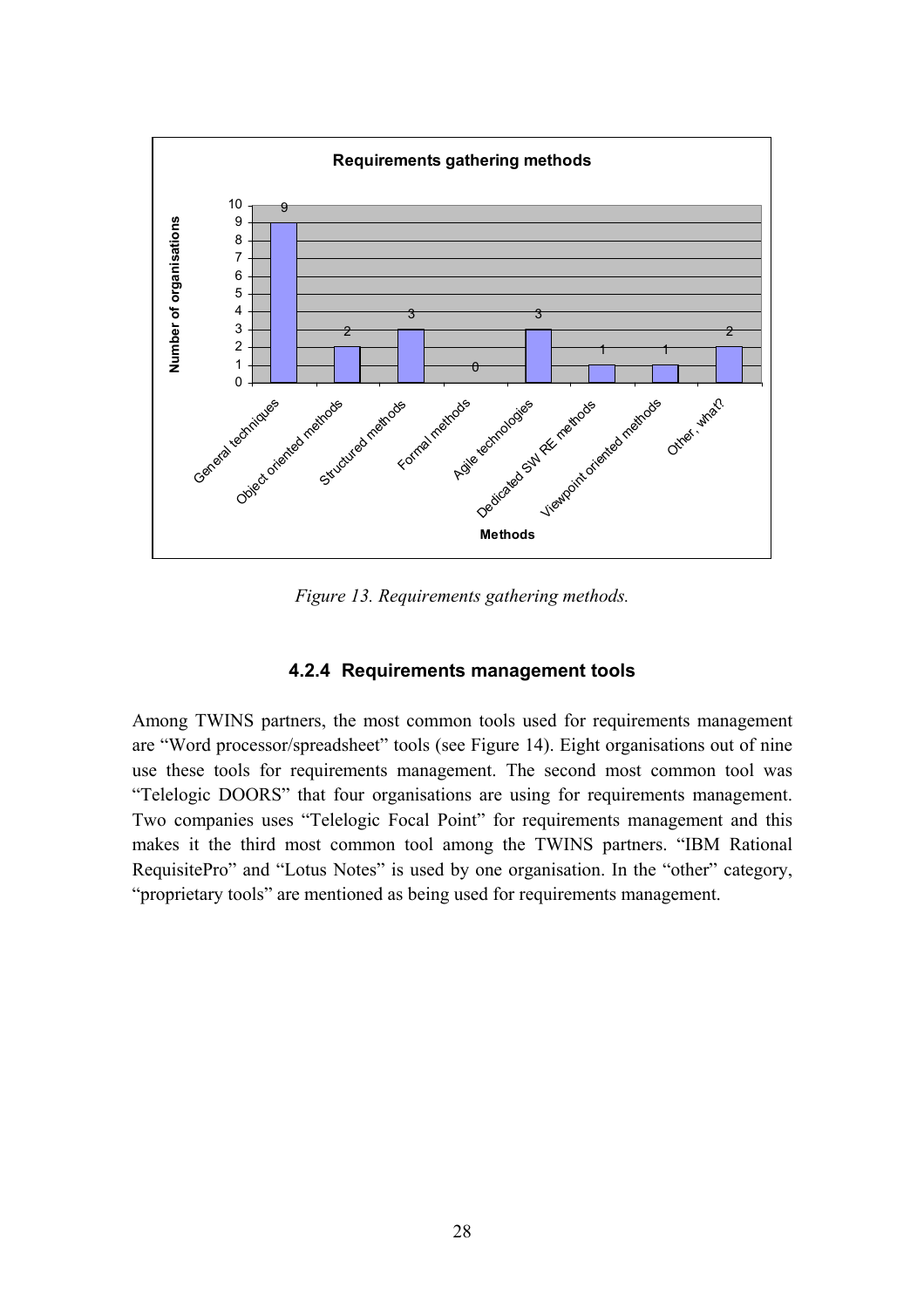*Figure 13. Requirements gathering methods.*

### 4.2.4 Requirements management tools

Among TWINS partners, the most common tools used for requirements management are "Word processor/spreadsheet" tools (see Figure 14). Eight organisations out of nine use these tools for requirements management. The second most common tool was "Telelogic DOORS" that four organisations are using for requirements management. Two companies uses "Telelogic Focal Point" for requirements management and this makes it the third most common tool among the TWINS partners. "IBM Rational RequisitePro" and "Lotus Notes" is used by one organisation. In the "other" category, "proprietary tools" are mentioned as being used for requirements management.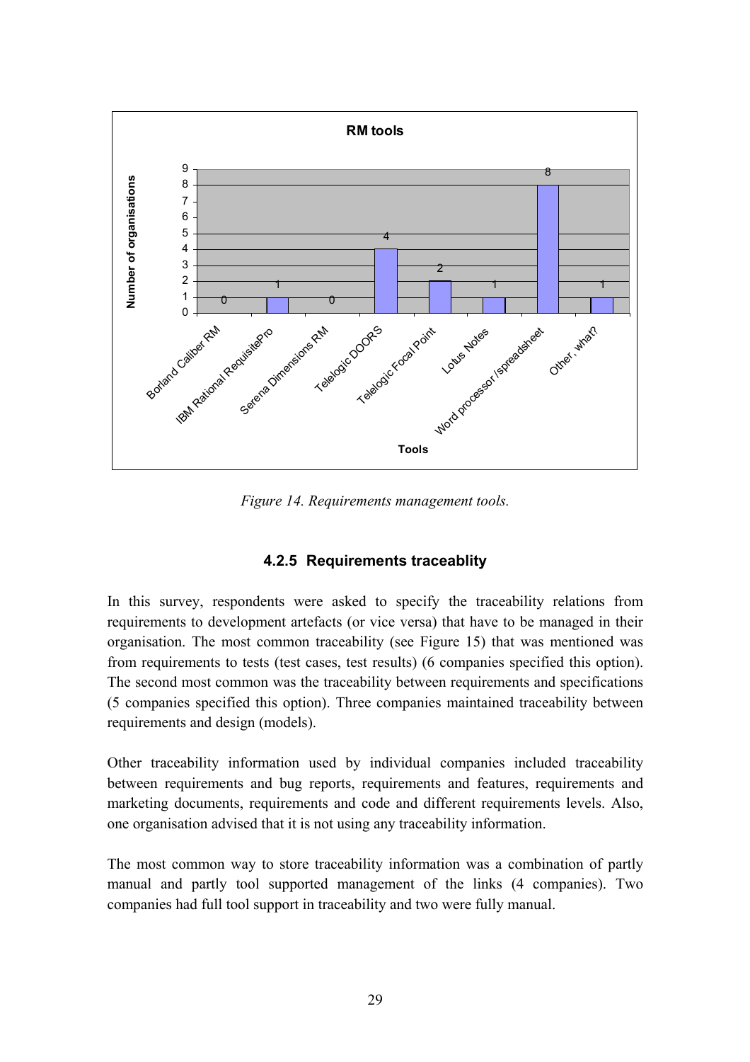Figure 14. Requirements management tools.

### 4.2.5 Requirements traceablity

In this survey, respondents were asked to specify the traceability relations from requirements to development artefacts (or vice versa) that have to be managed in their organisation. The most common traceability (see Figure 15) that was mentioned was from requirements to tests (test cases, test results) (6 companies specified this option). The second most common was the traceability between requirements and specifications (5 companies specified this option). Three companies maintained traceability between requirements and design (models).

Other traceability information used by individual companies included traceability between requirements and bug reports, requirements and features, requirements and marketing documents, requirements and code and different requirements levels. Also, one organisation advised that it is not using any traceability information.

The most common way to store traceability information was a combination of partly manual and partly tool supported management of the links (4 companies). Two companies had full tool support in traceability and two were fully manual.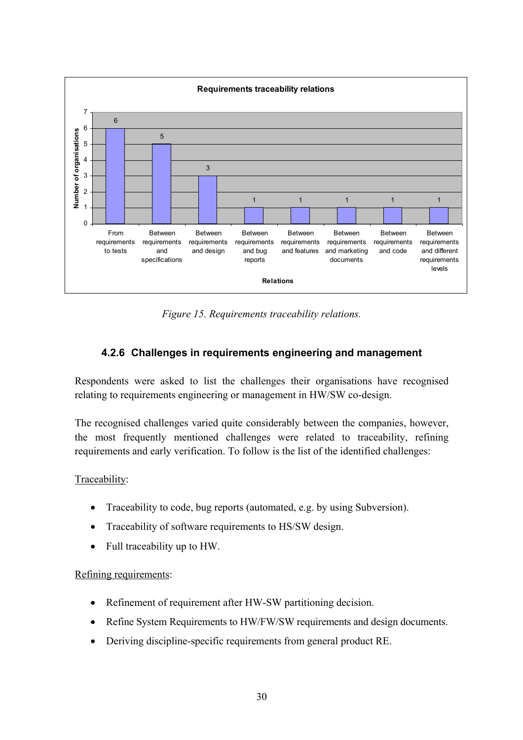Figure 15. Requirements traceability relations.

### 4.2.6 Challenges in requirements engineering and management

Respondents were asked to list the challenges their organisations have recognised relating to requirements engineering or management in HW/SW co-design.

The recognised challenges varied quite considerably between the companies, however, the most frequently mentioned challenges were related to traceability, refining requirements and early verification. To follow is the list of the identified challenges:

Traceability:

- Traceability to code, bug reports (automated, e.g. by using Subversion).
- Traceability of software requirements to HS/SW design.
- Full traceability up to HW.

Refining requirements:

- Refinement of requirement after HW-SW partitioning decision.
- Refine System Requirements to HW/FW/SW requirements and design documents.
- Deriving discipline-specific requirements from general product RE.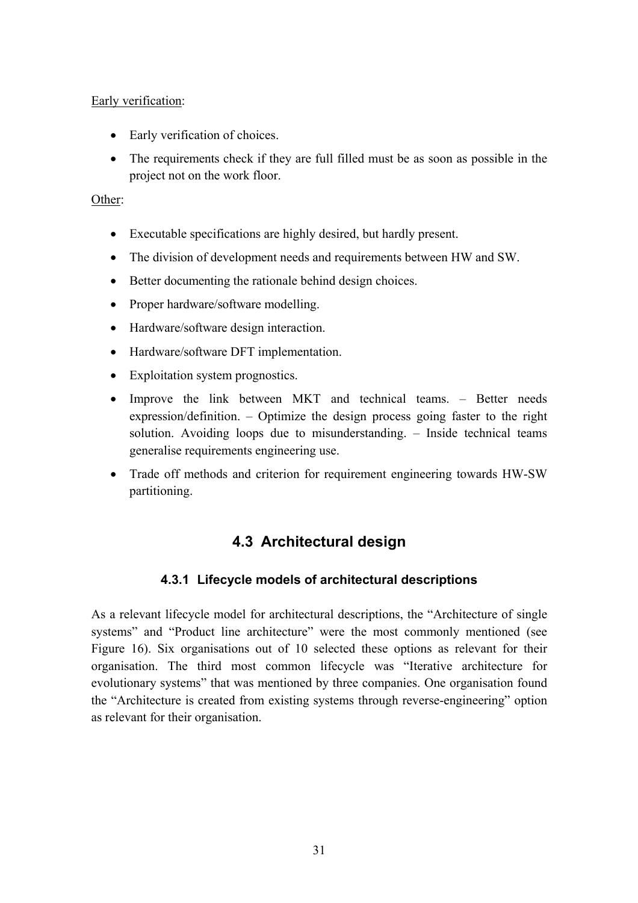Early verification:

- Early verification of choices.
- The requirements check if they are full filled must be as soon as possible in the project not on the work floor.

Other:

- Executable specifications are highly desired, but hardly present.
- The division of development needs and requirements between HW and SW.
- Better documenting the rationale behind design choices.
- Proper hardware/software modelling.
- Hardware/software design interaction.
- Hardware/software DFT implementation.
- Exploitation system prognostics.
- Improve the link between MKT and technical teams. – Better needs expression/definition. – Optimize the design process going faster to the right solution. Avoiding loops due to misunderstanding. – Inside technical teams generalise requirements engineering use.
- Trade off methods and criterion for requirement engineering towards HW-SW partitioning.

## 4.3 Architectural design

### 4.3.1 Lifecycle models of architectural descriptions

As a relevant lifecycle model for architectural descriptions, the "Architecture of single systems" and "Product line architecture" were the most commonly mentioned (see Figure 16). Six organisations out of 10 selected these options as relevant for their organisation. The third most common lifecycle was "Iterative architecture for evolutionary systems" that was mentioned by three companies. One organisation found the "Architecture is created from existing systems through reverse-engineering" option as relevant for their organisation.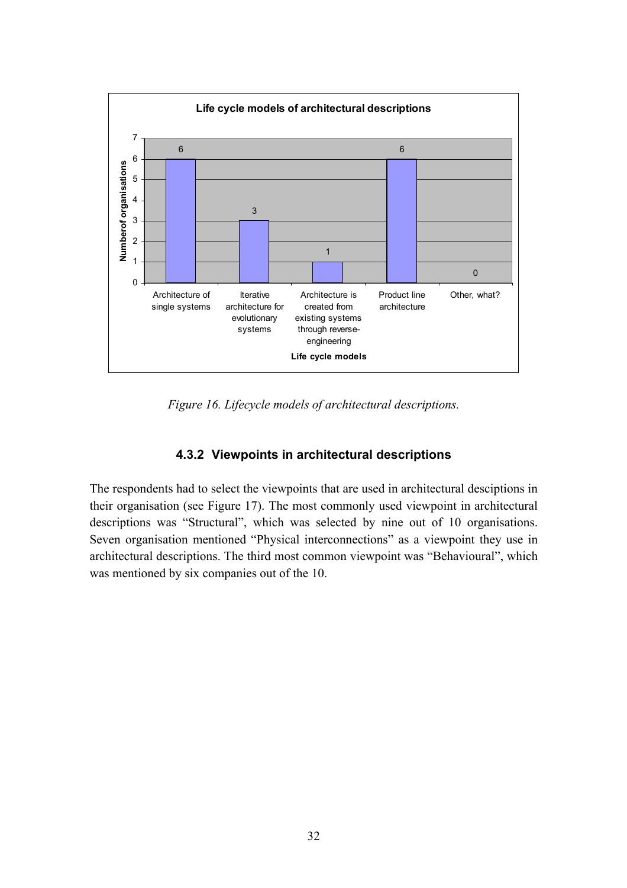**Life cycle models of architectural descriptions**

| Life cycle models | Number of organisations |
|---|---|
| Architecture of single systems | 6 |
| Iterative architecture for evolutionary systems | 3 |
| Architecture is created from existing systems through reverse-engineering | 1 |
| Product line architecture | 6 |
| Other, what? | 0 |

*Figure 16. Lifecycle models of architectural descriptions.*

### 4.3.2 Viewpoints in architectural descriptions

The respondents had to select the viewpoints that are used in architectural desciptions in their organisation (see Figure 17). The most commonly used viewpoint in architectural descriptions was "Structural", which was selected by nine out of 10 organisations. Seven organisation mentioned "Physical interconnections" as a viewpoint they use in architectural descriptions. The third most common viewpoint was "Behavioural", which was mentioned by six companies out of the 10.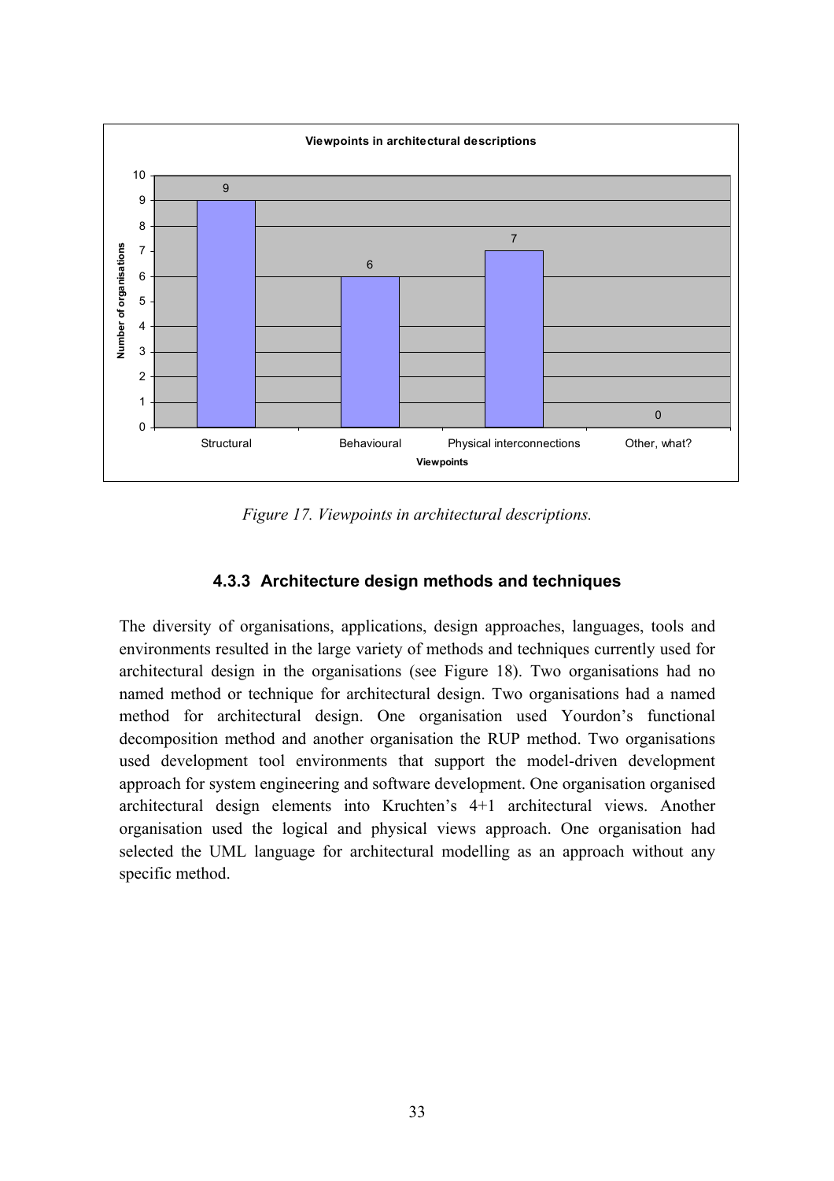Viewpoints in architectural descriptions

| Viewpoints | Number of organisations |
|---|---|
| Structural | 9 |
| Behavioural | 6 |
| Physical interconnections | 7 |
| Other, what? | 0 |

*Figure 17. Viewpoints in architectural descriptions.*

### 4.3.3 Architecture design methods and techniques

The diversity of organisations, applications, design approaches, languages, tools and environments resulted in the large variety of methods and techniques currently used for architectural design in the organisations (see Figure 18). Two organisations had no named method or technique for architectural design. Two organisations had a named method for architectural design. One organisation used Yourdon's functional decomposition method and another organisation the RUP method. Two organisations used development tool environments that support the model-driven development approach for system engineering and software development. One organisation organised architectural design elements into Kruchten's 4+1 architectural views. Another organisation used the logical and physical views approach. One organisation had selected the UML language for architectural modelling as an approach without any specific method.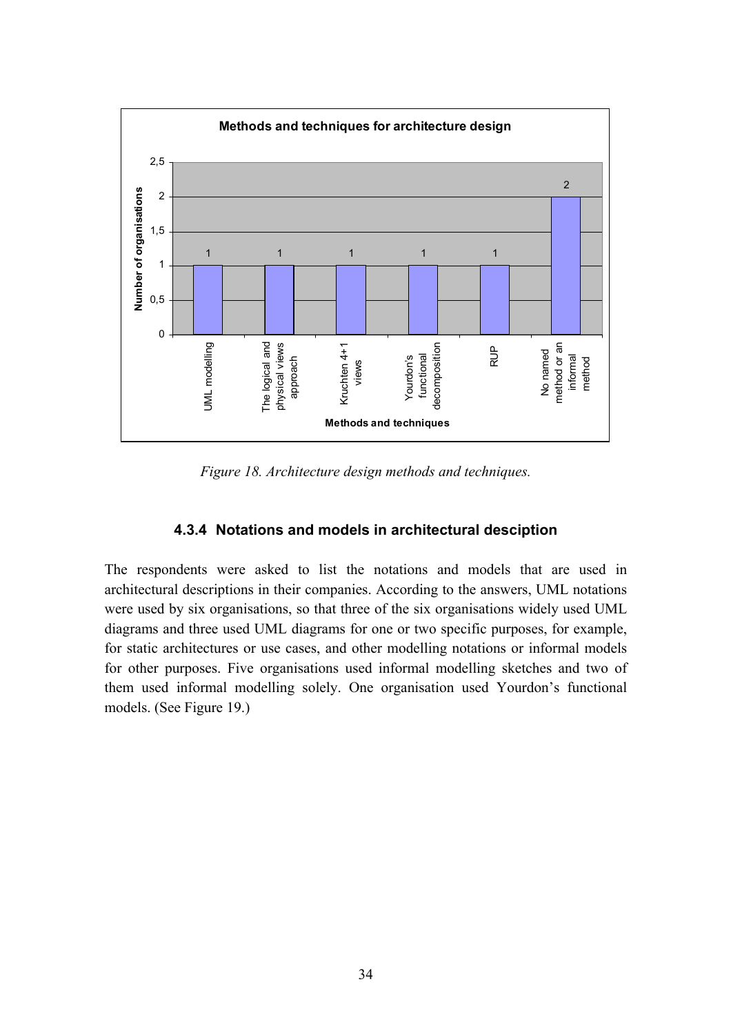**Methods and techniques for architecture design**

| Methods and techniques | Number of organisations |
|---|---|
| UML modelling | 1 |
| The logical and physical views approach | 1 |
| Kruchten 4+1 views | 1 |
| Yourdon's functional decomposition | 1 |
| RUP | 1 |
| No named method or an informal method | 2 |

*Figure 18. Architecture design methods and techniques.*

### 4.3.4 Notations and models in architectural desciption

The respondents were asked to list the notations and models that are used in architectural descriptions in their companies. According to the answers, UML notations were used by six organisations, so that three of the six organisations widely used UML diagrams and three used UML diagrams for one or two specific purposes, for example, for static architectures or use cases, and other modelling notations or informal models for other purposes. Five organisations used informal modelling sketches and two of them used informal modelling solely. One organisation used Yourdon's functional models. (See Figure 19.)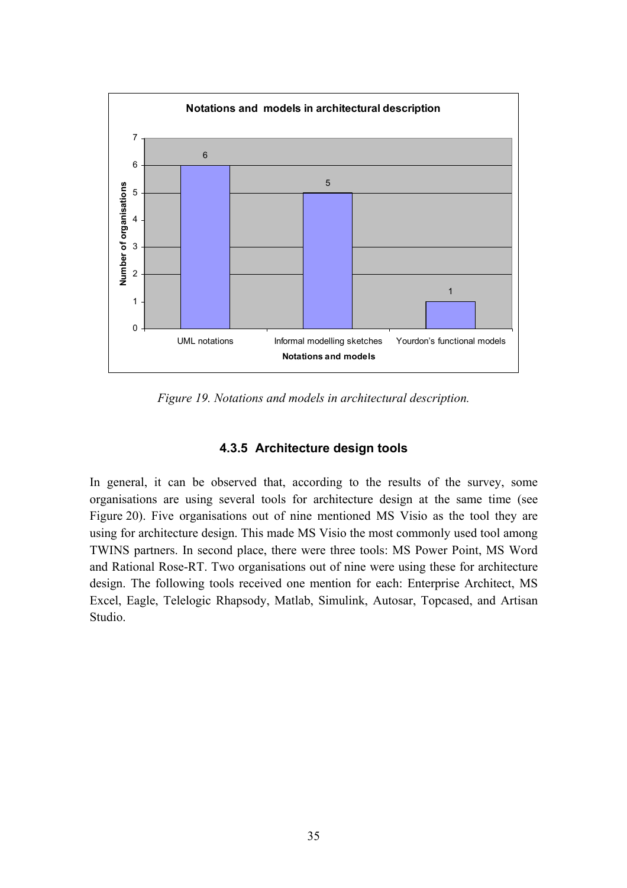Figure 19. Notations and models in architectural description.

### 4.3.5 Architecture design tools

In general, it can be observed that, according to the results of the survey, some organisations are using several tools for architecture design at the same time (see Figure 20). Five organisations out of nine mentioned MS Visio as the tool they are using for architecture design. This made MS Visio the most commonly used tool among TWINS partners. In second place, there were three tools: MS Power Point, MS Word and Rational Rose-RT. Two organisations out of nine were using these for architecture design. The following tools received one mention for each: Enterprise Architect, MS Excel, Eagle, Telelogic Rhapsody, Matlab, Simulink, Autosar, Topcased, and Artisan Studio.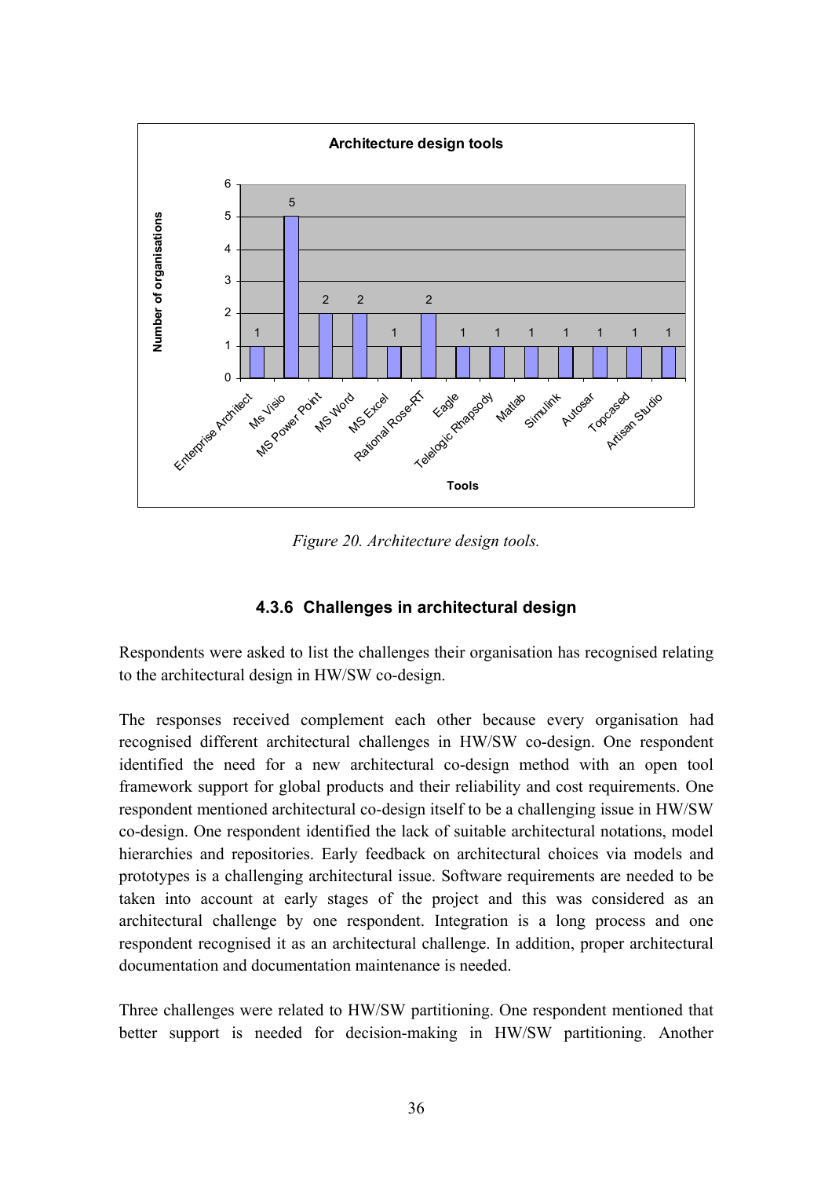Figure 20. Architecture design tools.

#### 4.3.6 Challenges in architectural design

Respondents were asked to list the challenges their organisation has recognised relating to the architectural design in HW/SW co-design.

The responses received complement each other because every organisation had recognised different architectural challenges in HW/SW co-design. One respondent identified the need for a new architectural co-design method with an open tool framework support for global products and their reliability and cost requirements. One respondent mentioned architectural co-design itself to be a challenging issue in HW/SW co-design. One respondent identified the lack of suitable architectural notations, model hierarchies and repositories. Early feedback on architectural choices via models and prototypes is a challenging architectural issue. Software requirements are needed to be taken into account at early stages of the project and this was considered as an architectural challenge by one respondent. Integration is a long process and one respondent recognised it as an architectural challenge. In addition, proper architectural documentation and documentation maintenance is needed.

Three challenges were related to HW/SW partitioning. One respondent mentioned that better support is needed for decision-making in HW/SW partitioning. Another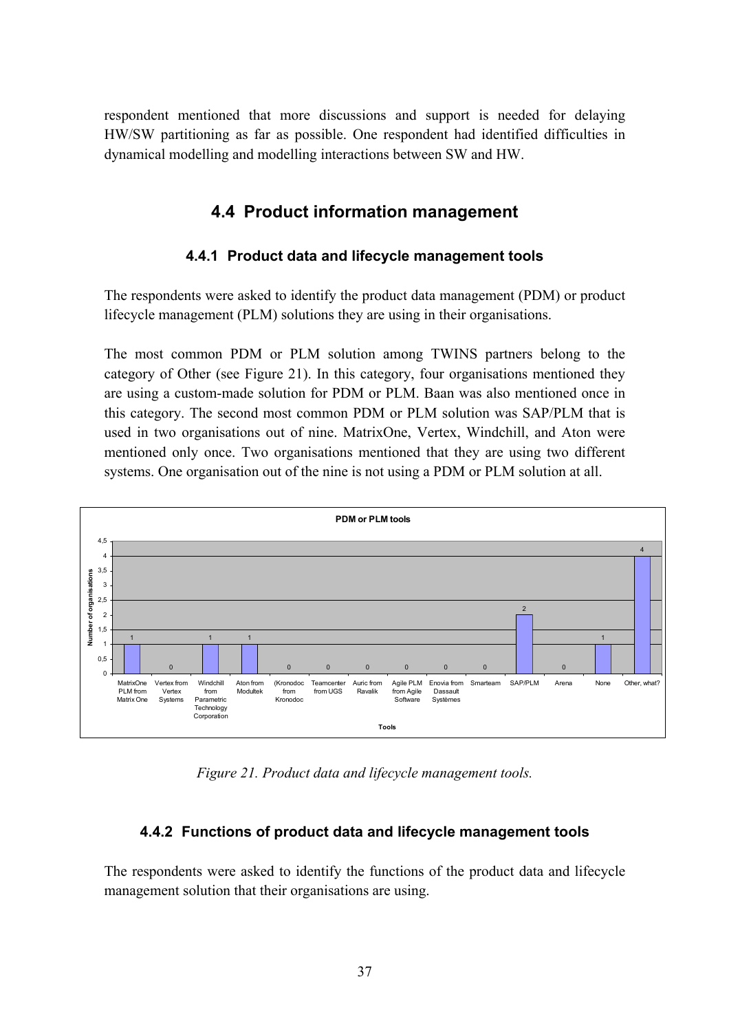respondent mentioned that more discussions and support is needed for delaying HW/SW partitioning as far as possible. One respondent had identified difficulties in dynamical modelling and modelling interactions between SW and HW.

## 4.4 Product information management

### 4.4.1 Product data and lifecycle management tools

The respondents were asked to identify the product data management (PDM) or product lifecycle management (PLM) solutions they are using in their organisations.

The most common PDM or PLM solution among TWINS partners belong to the category of Other (see Figure 21). In this category, four organisations mentioned they are using a custom-made solution for PDM or PLM. Baan was also mentioned once in this category. The second most common PDM or PLM solution was SAP/PLM that is used in two organisations out of nine. MatrixOne, Vertex, Windchill, and Aton were mentioned only once. Two organisations mentioned that they are using two different systems. One organisation out of the nine is not using a PDM or PLM solution at all.

*Figure 21. Product data and lifecycle management tools.*

### 4.4.2 Functions of product data and lifecycle management tools

The respondents were asked to identify the functions of the product data and lifecycle management solution that their organisations are using.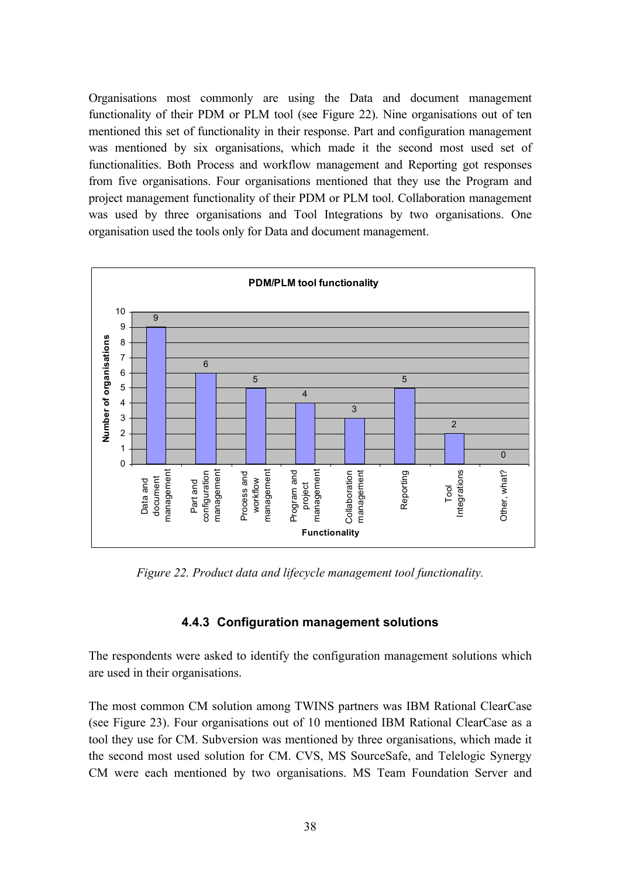Organisations most commonly are using the Data and document management functionality of their PDM or PLM tool (see Figure 22). Nine organisations out of ten mentioned this set of functionality in their response. Part and configuration management was mentioned by six organisations, which made it the second most used set of functionalities. Both Process and workflow management and Reporting got responses from five organisations. Four organisations mentioned that they use the Program and project management functionality of their PDM or PLM tool. Collaboration management was used by three organisations and Tool Integrations by two organisations. One organisation used the tools only for Data and document management.

**PDM/PLM tool functionality**

| Functionality | Number of organisations |
|---|---|
| Data and document management | 9 |
| Part and configuration management | 6 |
| Process and workflow management | 5 |
| Program and project management | 4 |
| Collaboration management | 3 |
| Reporting | 5 |
| Tool Integrations | 2 |
| Other, what? | 0 |

*Figure 22. Product data and lifecycle management tool functionality.*

### 4.4.3 Configuration management solutions

The respondents were asked to identify the configuration management solutions which are used in their organisations.

The most common CM solution among TWINS partners was IBM Rational ClearCase (see Figure 23). Four organisations out of 10 mentioned IBM Rational ClearCase as a tool they use for CM. Subversion was mentioned by three organisations, which made it the second most used solution for CM. CVS, MS SourceSafe, and Telelogic Synergy CM were each mentioned by two organisations. MS Team Foundation Server and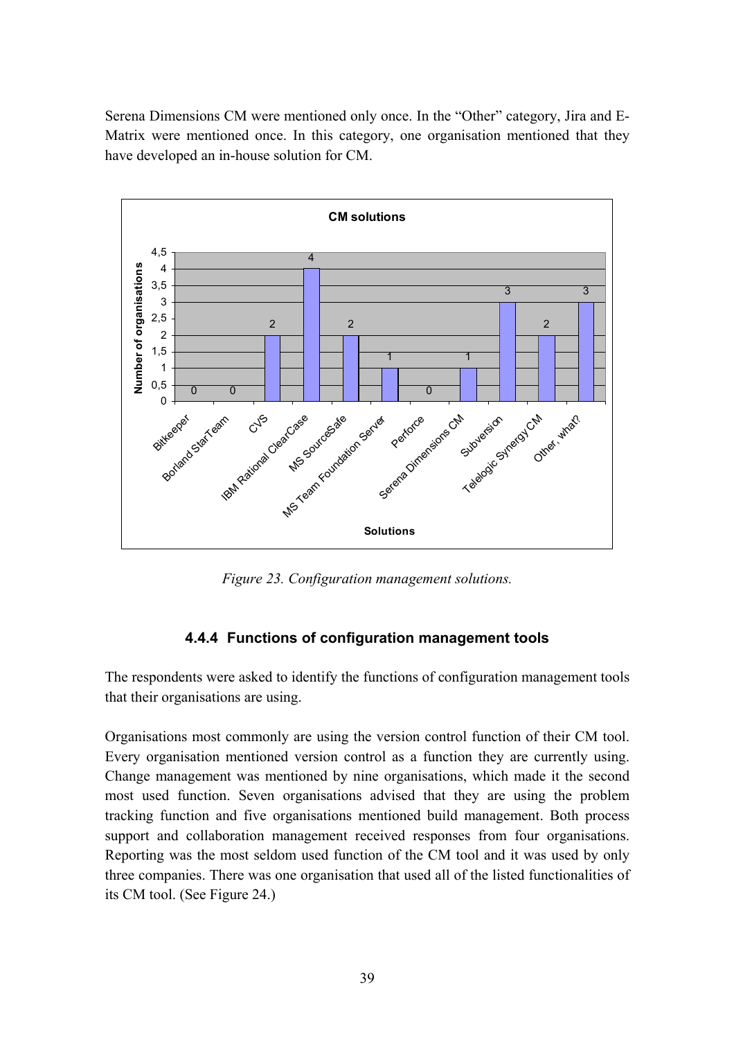Serena Dimensions CM were mentioned only once. In the "Other" category, Jira and E-Matrix were mentioned once. In this category, one organisation mentioned that they have developed an in-house solution for CM.

*Figure 23. Configuration management solutions.*

### 4.4.4 Functions of configuration management tools

The respondents were asked to identify the functions of configuration management tools that their organisations are using.

Organisations most commonly are using the version control function of their CM tool. Every organisation mentioned version control as a function they are currently using. Change management was mentioned by nine organisations, which made it the second most used function. Seven organisations advised that they are using the problem tracking function and five organisations mentioned build management. Both process support and collaboration management received responses from four organisations. Reporting was the most seldom used function of the CM tool and it was used by only three companies. There was one organisation that used all of the listed functionalities of its CM tool. (See Figure 24.)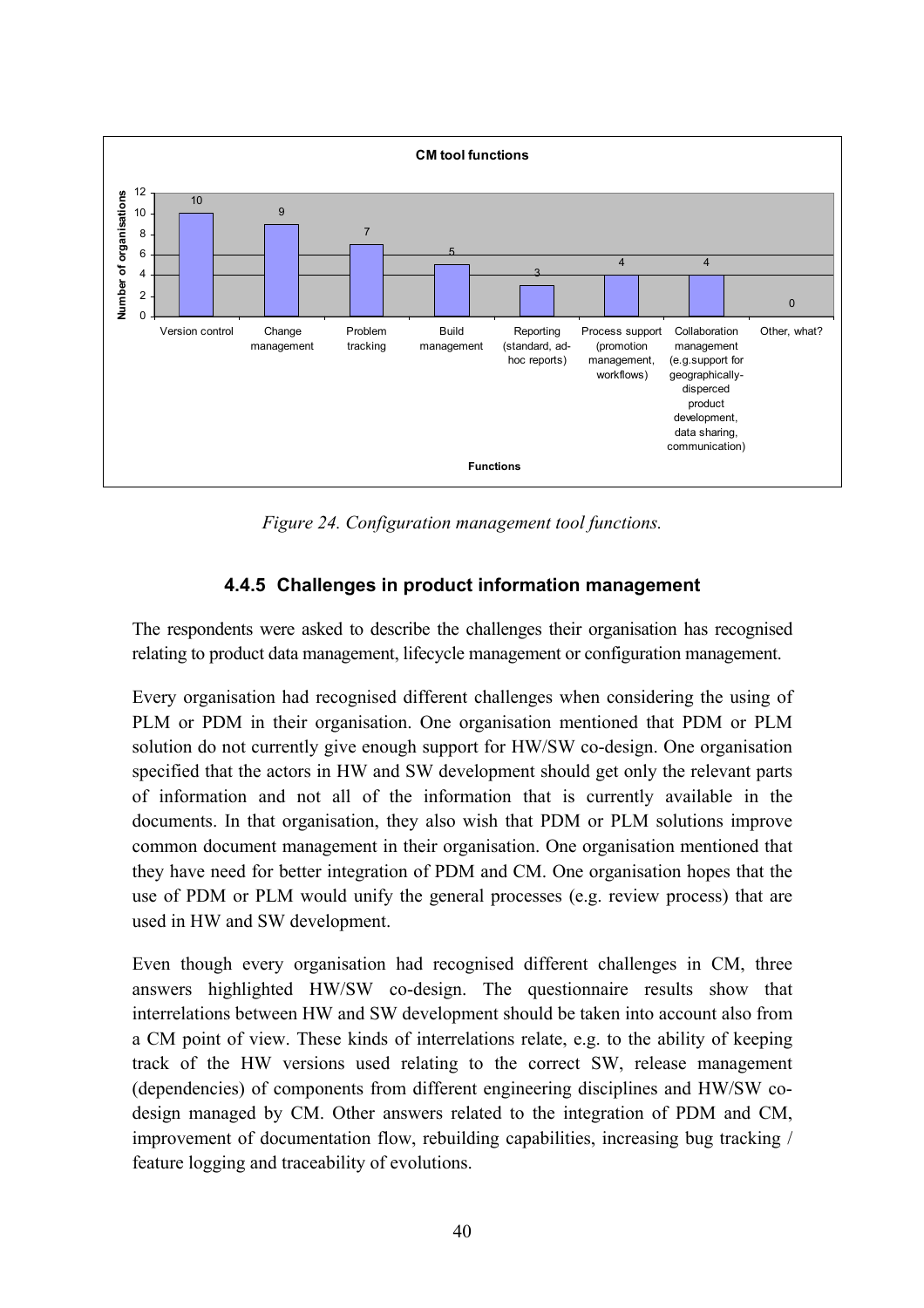**CM tool functions**

| Functions | Number of organisations |
|---|---|
| Version control | 10 |
| Change management | 9 |
| Problem tracking | 7 |
| Build management | 5 |
| Reporting (standard, ad-hoc reports) | 3 |
| Process support (promotion management, workflows) | 4 |
| Collaboration management (e.g.support for geographically-disperced product development, data sharing, communication) | 4 |
| Other, what? | 0 |

*Figure 24. Configuration management tool functions.*

### 4.4.5 Challenges in product information management

The respondents were asked to describe the challenges their organisation has recognised relating to product data management, lifecycle management or configuration management.

Every organisation had recognised different challenges when considering the using of PLM or PDM in their organisation. One organisation mentioned that PDM or PLM solution do not currently give enough support for HW/SW co-design. One organisation specified that the actors in HW and SW development should get only the relevant parts of information and not all of the information that is currently available in the documents. In that organisation, they also wish that PDM or PLM solutions improve common document management in their organisation. One organisation mentioned that they have need for better integration of PDM and CM. One organisation hopes that the use of PDM or PLM would unify the general processes (e.g. review process) that are used in HW and SW development.

Even though every organisation had recognised different challenges in CM, three answers highlighted HW/SW co-design. The questionnaire results show that interrelations between HW and SW development should be taken into account also from a CM point of view. These kinds of interrelations relate, e.g. to the ability of keeping track of the HW versions used relating to the correct SW, release management (dependencies) of components from different engineering disciplines and HW/SW co-design managed by CM. Other answers related to the integration of PDM and CM, improvement of documentation flow, rebuilding capabilities, increasing bug tracking / feature logging and traceability of evolutions.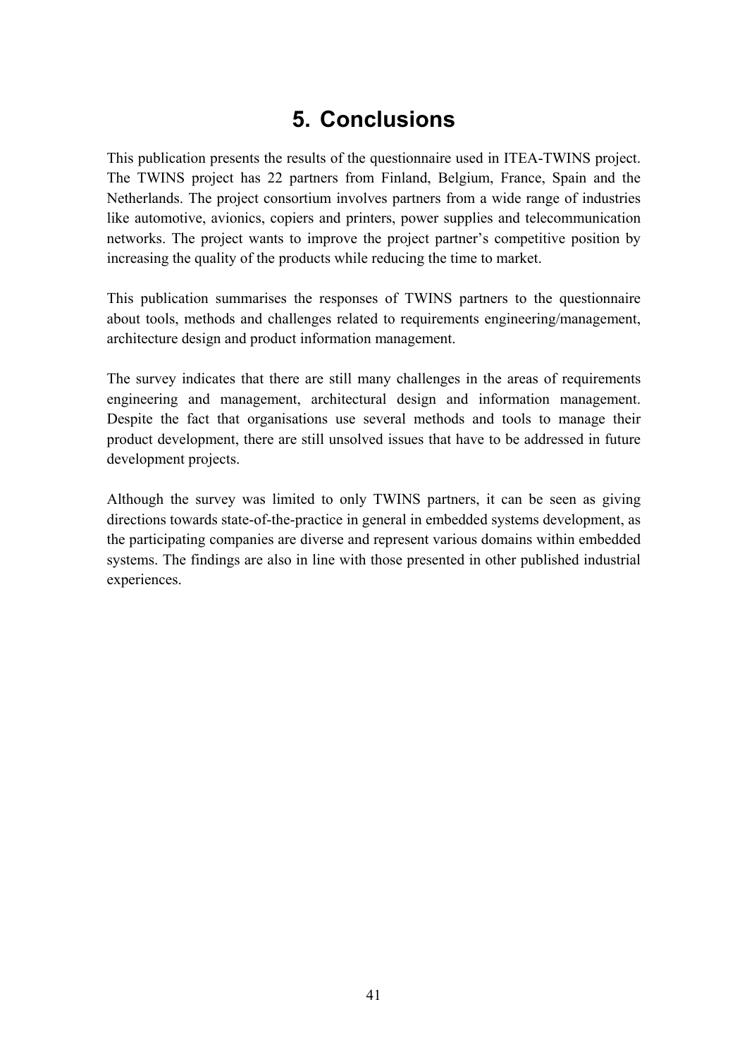# 5. Conclusions

This publication presents the results of the questionnaire used in ITEA-TWINS project. The TWINS project has 22 partners from Finland, Belgium, France, Spain and the Netherlands. The project consortium involves partners from a wide range of industries like automotive, avionics, copiers and printers, power supplies and telecommunication networks. The project wants to improve the project partner's competitive position by increasing the quality of the products while reducing the time to market.

This publication summarises the responses of TWINS partners to the questionnaire about tools, methods and challenges related to requirements engineering/management, architecture design and product information management.

The survey indicates that there are still many challenges in the areas of requirements engineering and management, architectural design and information management. Despite the fact that organisations use several methods and tools to manage their product development, there are still unsolved issues that have to be addressed in future development projects.

Although the survey was limited to only TWINS partners, it can be seen as giving directions towards state-of-the-practice in general in embedded systems development, as the participating companies are diverse and represent various domains within embedded systems. The findings are also in line with those presented in other published industrial experiences.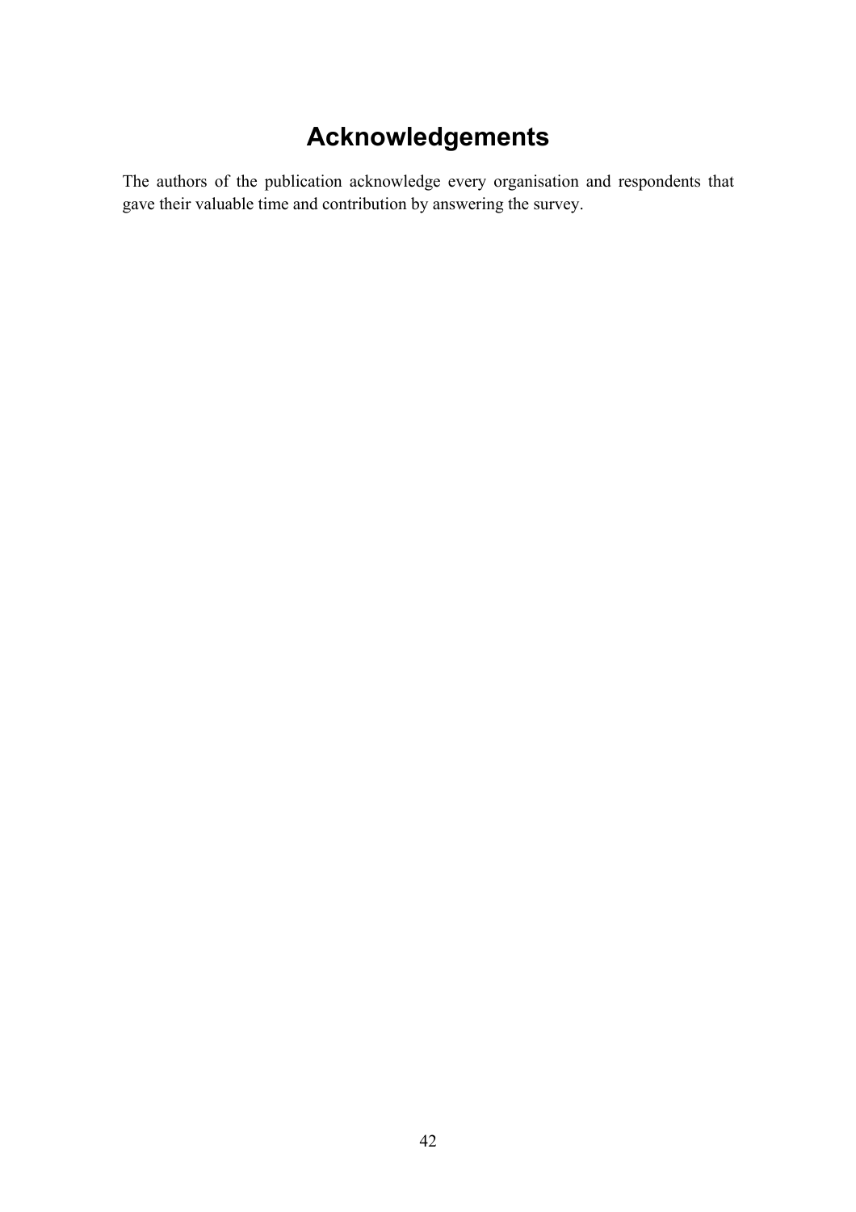# Acknowledgements

The authors of the publication acknowledge every organisation and respondents that gave their valuable time and contribution by answering the survey.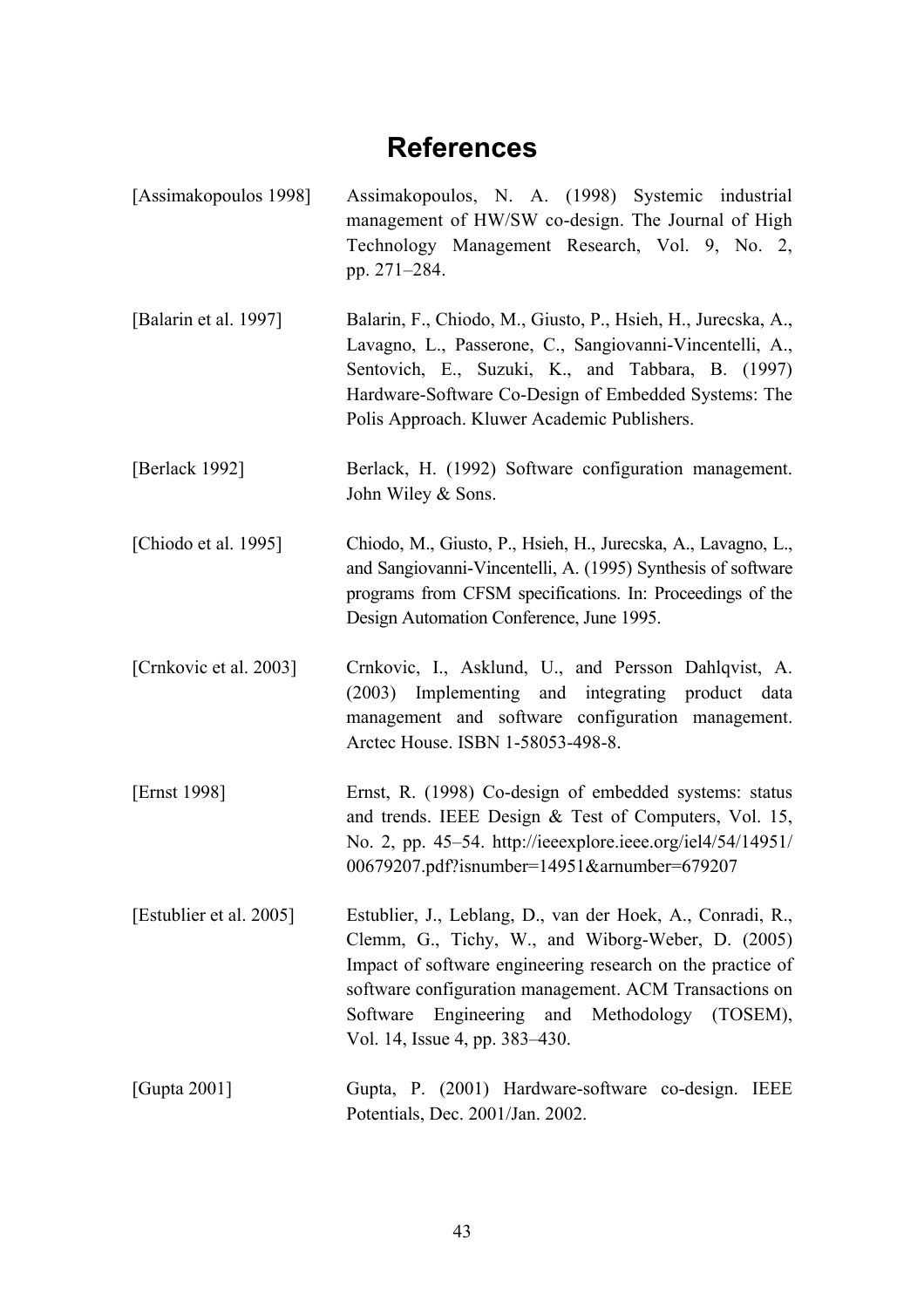# References

[Assimakopoulos 1998] Assimakopoulos, N. A. (1998) Systemic industrial management of HW/SW co-design. The Journal of High Technology Management Research, Vol. 9, No. 2, pp. 271–284.

[Balarin et al. 1997] Balarin, F., Chiodo, M., Giusto, P., Hsieh, H., Jurecska, A., Lavagno, L., Passerone, C., Sangiovanni-Vincentelli, A., Sentovich, E., Suzuki, K., and Tabbara, B. (1997) Hardware-Software Co-Design of Embedded Systems: The Polis Approach. Kluwer Academic Publishers.

[Berlack 1992] Berlack, H. (1992) Software configuration management. John Wiley & Sons.

[Chiodo et al. 1995] Chiodo, M., Giusto, P., Hsieh, H., Jurecska, A., Lavagno, L., and Sangiovanni-Vincentelli, A. (1995) Synthesis of software programs from CFSM specifications. In: Proceedings of the Design Automation Conference, June 1995.

[Crnkovic et al. 2003] Crnkovic, I., Asklund, U., and Persson Dahlqvist, A. (2003) Implementing and integrating product data management and software configuration management. Arctec House. ISBN 1-58053-498-8.

[Ernst 1998] Ernst, R. (1998) Co-design of embedded systems: status and trends. IEEE Design & Test of Computers, Vol. 15, No. 2, pp. 45–54. http://ieeexplore.ieee.org/iel4/54/14951/00679207.pdf?isnumber=14951&arnumber=679207

[Estublier et al. 2005] Estublier, J., Leblang, D., van der Hoek, A., Conradi, R., Clemm, G., Tichy, W., and Wiborg-Weber, D. (2005) Impact of software engineering research on the practice of software configuration management. ACM Transactions on Software Engineering and Methodology (TOSEM), Vol. 14, Issue 4, pp. 383–430.

[Gupta 2001] Gupta, P. (2001) Hardware-software co-design. IEEE Potentials, Dec. 2001/Jan. 2002.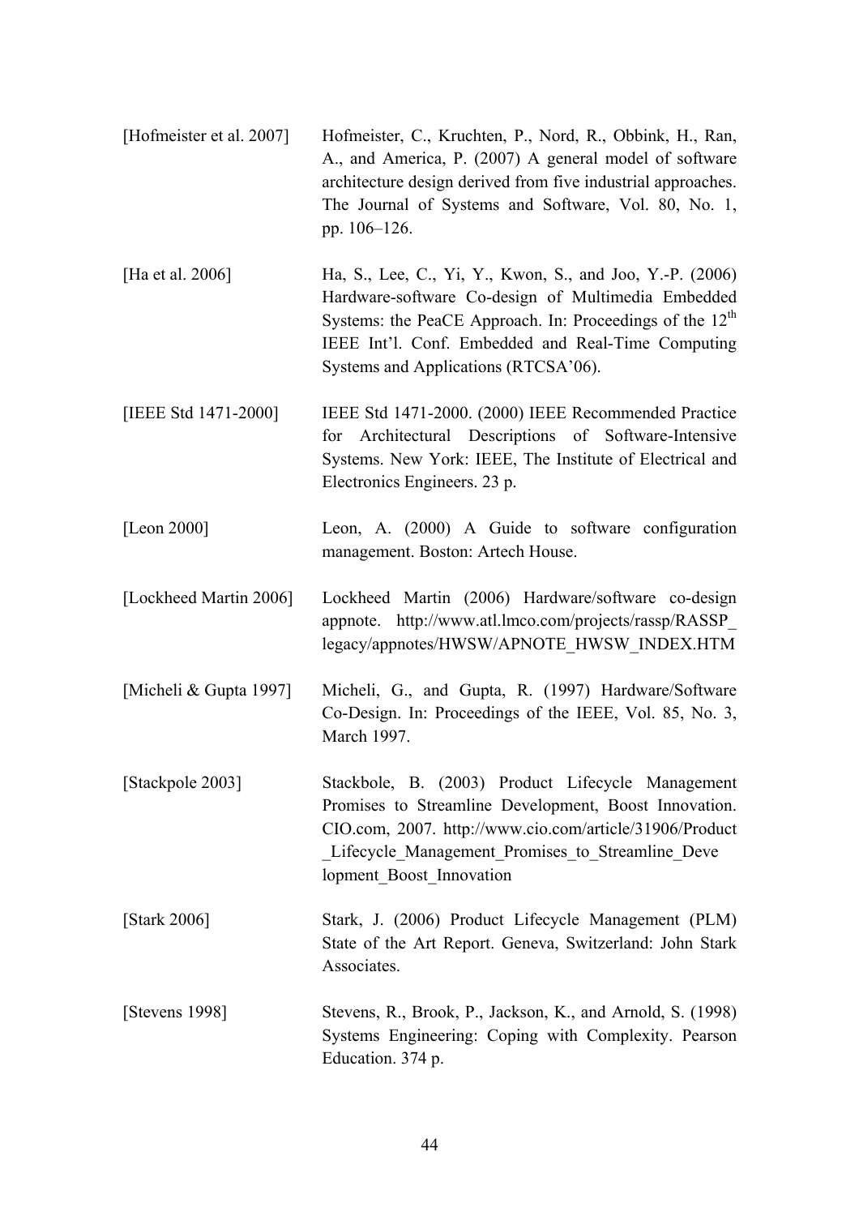[Hofmeister et al. 2007] Hofmeister, C., Kruchten, P., Nord, R., Obbink, H., Ran, A., and America, P. (2007) A general model of software architecture design derived from five industrial approaches. The Journal of Systems and Software, Vol. 80, No. 1, pp. 106–126.

[Ha et al. 2006] Ha, S., Lee, C., Yi, Y., Kwon, S., and Joo, Y.-P. (2006) Hardware-software Co-design of Multimedia Embedded Systems: the PeaCE Approach. In: Proceedings of the 12th IEEE Int'l. Conf. Embedded and Real-Time Computing Systems and Applications (RTCSA'06).

[IEEE Std 1471-2000] IEEE Std 1471-2000. (2000) IEEE Recommended Practice for Architectural Descriptions of Software-Intensive Systems. New York: IEEE, The Institute of Electrical and Electronics Engineers. 23 p.

[Leon 2000] Leon, A. (2000) A Guide to software configuration management. Boston: Artech House.

[Lockheed Martin 2006] Lockheed Martin (2006) Hardware/software co-design appnote. http://www.atl.lmco.com/projects/rassp/RASSP_legacy/appnotes/HWSW/APNOTE_HWSW_INDEX.HTM

[Micheli & Gupta 1997] Micheli, G., and Gupta, R. (1997) Hardware/Software Co-Design. In: Proceedings of the IEEE, Vol. 85, No. 3, March 1997.

[Stackpole 2003] Stackbole, B. (2003) Product Lifecycle Management Promises to Streamline Development, Boost Innovation. CIO.com, 2007. http://www.cio.com/article/31906/Product_Lifecycle_Management_Promises_to_Streamline_Development_Boost_Innovation

[Stark 2006] Stark, J. (2006) Product Lifecycle Management (PLM) State of the Art Report. Geneva, Switzerland: John Stark Associates.

[Stevens 1998] Stevens, R., Brook, P., Jackson, K., and Arnold, S. (1998) Systems Engineering: Coping with Complexity. Pearson Education. 374 p.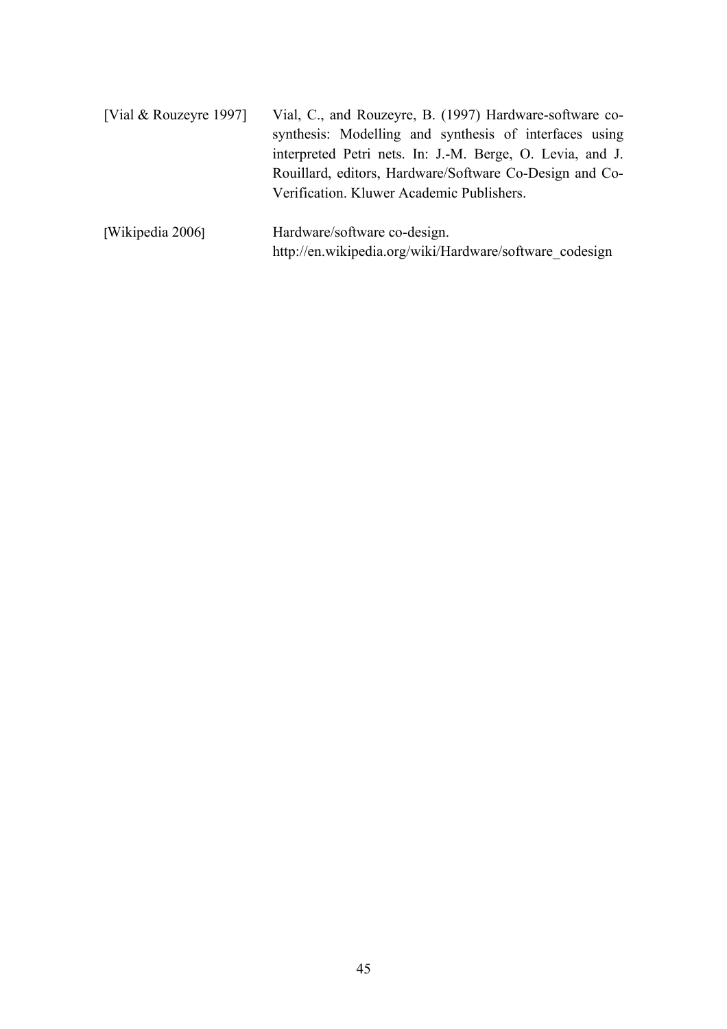[Vial & Rouzeyre 1997] Vial, C., and Rouzeyre, B. (1997) Hardware-software co-synthesis: Modelling and synthesis of interfaces using interpreted Petri nets. In: J.-M. Berge, O. Levia, and J. Rouillard, editors, Hardware/Software Co-Design and Co-Verification. Kluwer Academic Publishers.

[Wikipedia 2006] Hardware/software co-design. http://en.wikipedia.org/wiki/Hardware/software_codesign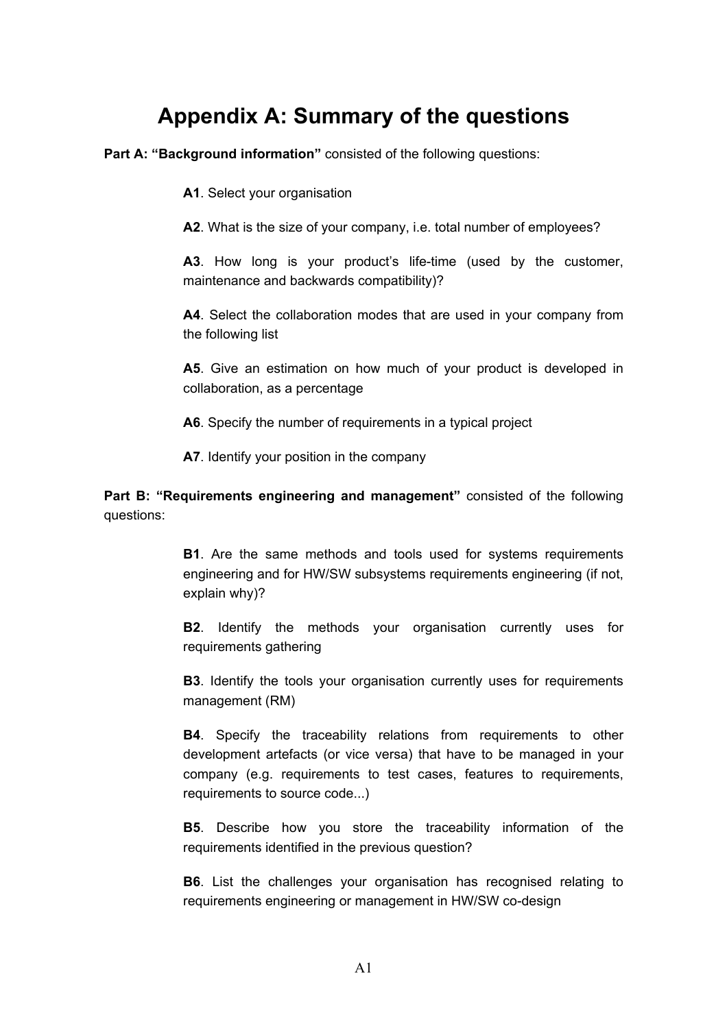# Appendix A: Summary of the questions

**Part A: "Background information"** consisted of the following questions:

**A1**. Select your organisation

**A2**. What is the size of your company, i.e. total number of employees?

**A3**. How long is your product's life-time (used by the customer, maintenance and backwards compatibility)?

**A4**. Select the collaboration modes that are used in your company from the following list

**A5**. Give an estimation on how much of your product is developed in collaboration, as a percentage

**A6**. Specify the number of requirements in a typical project

**A7**. Identify your position in the company

**Part B: "Requirements engineering and management"** consisted of the following questions:

**B1**. Are the same methods and tools used for systems requirements engineering and for HW/SW subsystems requirements engineering (if not, explain why)?

**B2**. Identify the methods your organisation currently uses for requirements gathering

**B3**. Identify the tools your organisation currently uses for requirements management (RM)

**B4**. Specify the traceability relations from requirements to other development artefacts (or vice versa) that have to be managed in your company (e.g. requirements to test cases, features to requirements, requirements to source code...)

**B5**. Describe how you store the traceability information of the requirements identified in the previous question?

**B6**. List the challenges your organisation has recognised relating to requirements engineering or management in HW/SW co-design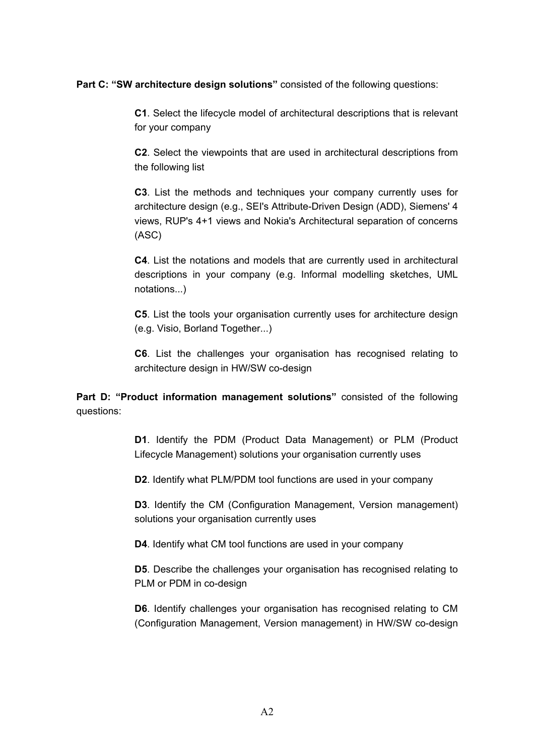**Part C: “SW architecture design solutions”** consisted of the following questions:

> **C1**. Select the lifecycle model of architectural descriptions that is relevant for your company
>
> **C2**. Select the viewpoints that are used in architectural descriptions from the following list
>
> **C3**. List the methods and techniques your company currently uses for architecture design (e.g., SEI's Attribute-Driven Design (ADD), Siemens' 4 views, RUP's 4+1 views and Nokia's Architectural separation of concerns (ASC)
>
> **C4**. List the notations and models that are currently used in architectural descriptions in your company (e.g. Informal modelling sketches, UML notations...)
>
> **C5**. List the tools your organisation currently uses for architecture design (e.g. Visio, Borland Together...)
>
> **C6**. List the challenges your organisation has recognised relating to architecture design in HW/SW co-design

**Part D: “Product information management solutions”** consisted of the following questions:

> **D1**. Identify the PDM (Product Data Management) or PLM (Product Lifecycle Management) solutions your organisation currently uses
>
> **D2**. Identify what PLM/PDM tool functions are used in your company
>
> **D3**. Identify the CM (Configuration Management, Version management) solutions your organisation currently uses
>
> **D4**. Identify what CM tool functions are used in your company
>
> **D5**. Describe the challenges your organisation has recognised relating to PLM or PDM in co-design
>
> **D6**. Identify challenges your organisation has recognised relating to CM (Configuration Management, Version management) in HW/SW co-design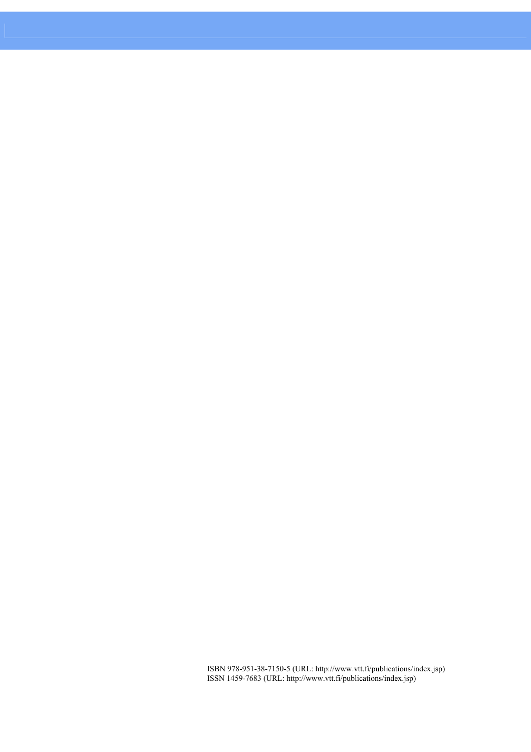ISBN 978-951-38-7150-5 (URL: http://www.vtt.fi/publications/index.jsp)
ISSN 1459-7683 (URL: http://www.vtt.fi/publications/index.jsp)